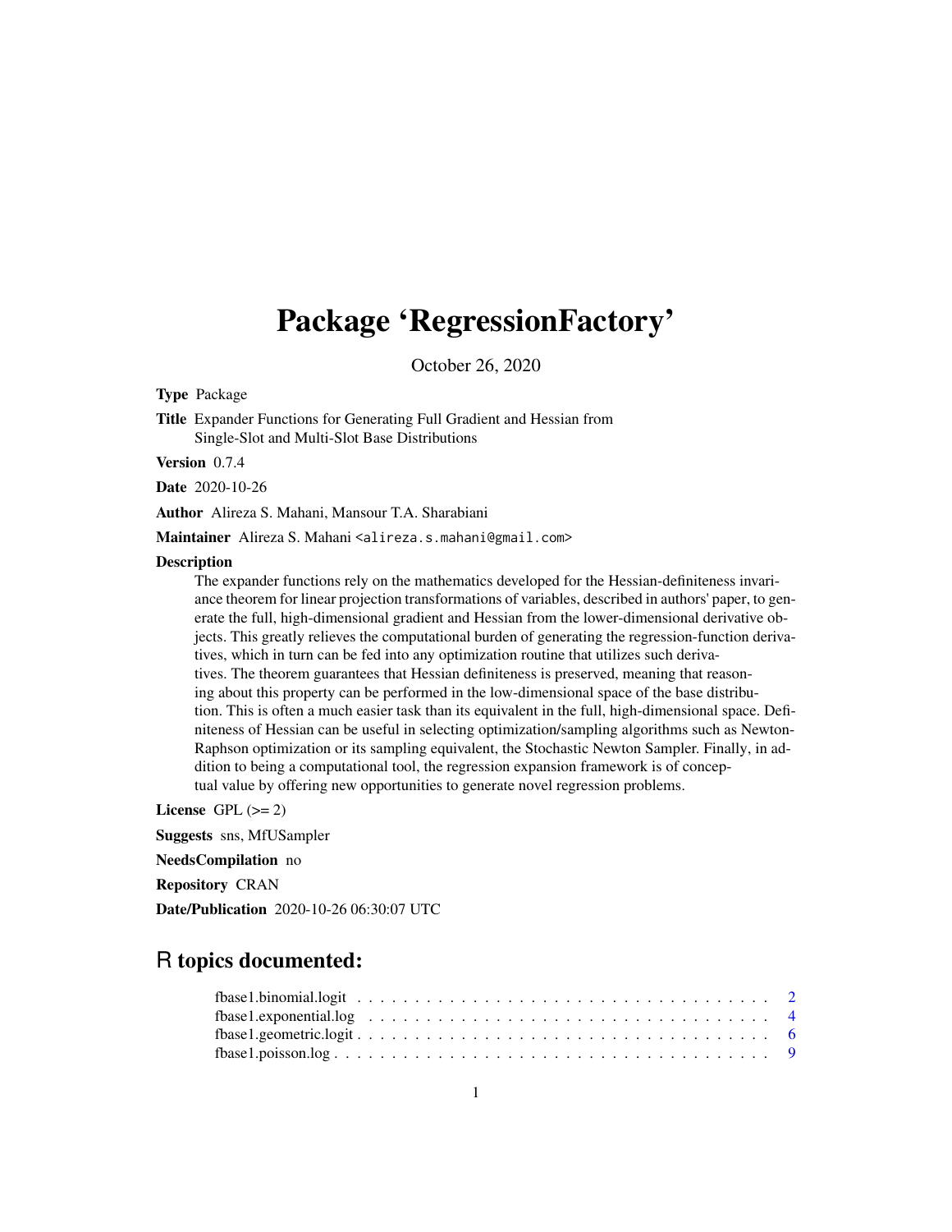# Package 'RegressionFactory'

October 26, 2020

**Type** Package

**Title** Expander Functions for Generating Full Gradient and Hessian from Single-Slot and Multi-Slot Base Distributions

**Version** 0.7.4

**Date** 2020-10-26

**Author** Alireza S. Mahani, Mansour T.A. Sharabiani

**Maintainer** Alireza S. Mahani <alireza.s.mahani@gmail.com>

**Description**

The expander functions rely on the mathematics developed for the Hessian-definiteness invariance theorem for linear projection transformations of variables, described in authors' paper, to generate the full, high-dimensional gradient and Hessian from the lower-dimensional derivative objects. This greatly relieves the computational burden of generating the regression-function derivatives, which in turn can be fed into any optimization routine that utilizes such derivatives. The theorem guarantees that Hessian definiteness is preserved, meaning that reasoning about this property can be performed in the low-dimensional space of the base distribution. This is often a much easier task than its equivalent in the full, high-dimensional space. Definiteness of Hessian can be useful in selecting optimization/sampling algorithms such as Newton-Raphson optimization or its sampling equivalent, the Stochastic Newton Sampler. Finally, in addition to being a computational tool, the regression expansion framework is of conceptual value by offering new opportunities to generate novel regression problems.

**License** GPL (>= 2)

**Suggests** sns, MfUSampler

**NeedsCompilation** no

**Repository** CRAN

**Date/Publication** 2020-10-26 06:30:07 UTC

## R topics documented:

| | |
|---|---|
| fbase1.binomial.logit | 2 |
| fbase1.exponential.log | 4 |
| fbase1.geometric.logit | 6 |
| fbase1.poisson.log | 9 |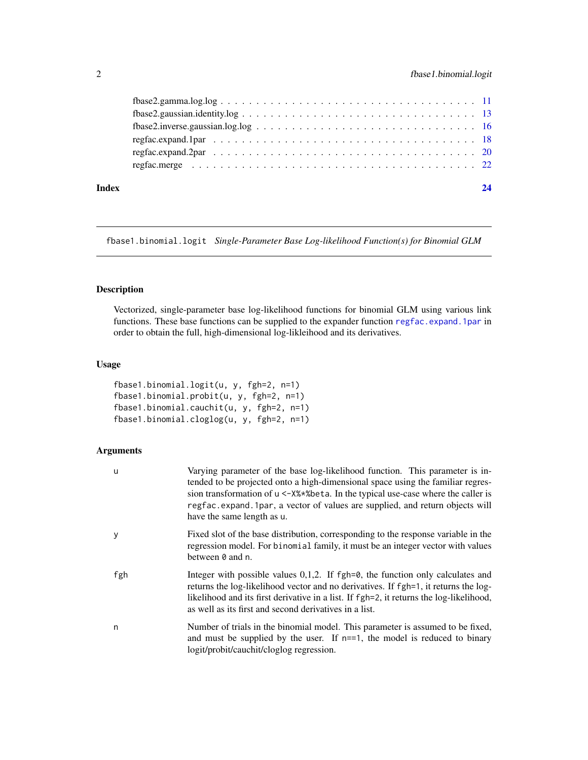fbase2.gamma.log.log . . . . . . . . . . . . . . . . . . . . . . . . . . . . . . . . . . 11
fbase2.gaussian.identity.log . . . . . . . . . . . . . . . . . . . . . . . . . . . . . . . 13
fbase2.inverse.gaussian.log.log . . . . . . . . . . . . . . . . . . . . . . . . . . . . . 16
regfac.expand.1par . . . . . . . . . . . . . . . . . . . . . . . . . . . . . . . . . . . . 18
regfac.expand.2par . . . . . . . . . . . . . . . . . . . . . . . . . . . . . . . . . . . . 20
regfac.merge . . . . . . . . . . . . . . . . . . . . . . . . . . . . . . . . . . . . . . . 22

**Index** **24**

---

`fbase1.binomial.logit` *Single-Parameter Base Log-likelihood Function(s) for Binomial GLM*

---

## Description

Vectorized, single-parameter base log-likelihood functions for binomial GLM using various link functions. These base functions can be supplied to the expander function `regfac.expand.1par` in order to obtain the full, high-dimensional log-likleihood and its derivatives.

## Usage

```
fbase1.binomial.logit(u, y, fgh=2, n=1)
fbase1.binomial.probit(u, y, fgh=2, n=1)
fbase1.binomial.cauchit(u, y, fgh=2, n=1)
fbase1.binomial.cloglog(u, y, fgh=2, n=1)
```

## Arguments

| | |
|---|---|
| `u` | Varying parameter of the base log-likelihood function. This parameter is intended to be projected onto a high-dimensional space using the familiar regression transformation of `u <-X%*%beta`. In the typical use-case where the caller is `regfac.expand.1par`, a vector of values are supplied, and return objects will have the same length as `u`. |
| `y` | Fixed slot of the base distribution, corresponding to the response variable in the regression model. For `binomial` family, it must be an integer vector with values between `0` and `n`. |
| `fgh` | Integer with possible values 0,1,2. If `fgh=0`, the function only calculates and returns the log-likelihood vector and no derivatives. If `fgh=1`, it returns the log-likelihood and its first derivative in a list. If `fgh=2`, it returns the log-likelihood, as well as its first and second derivatives in a list. |
| `n` | Number of trials in the binomial model. This parameter is assumed to be fixed, and must be supplied by the user. If `n==1`, the model is reduced to binary logit/probit/cauchit/cloglog regression. |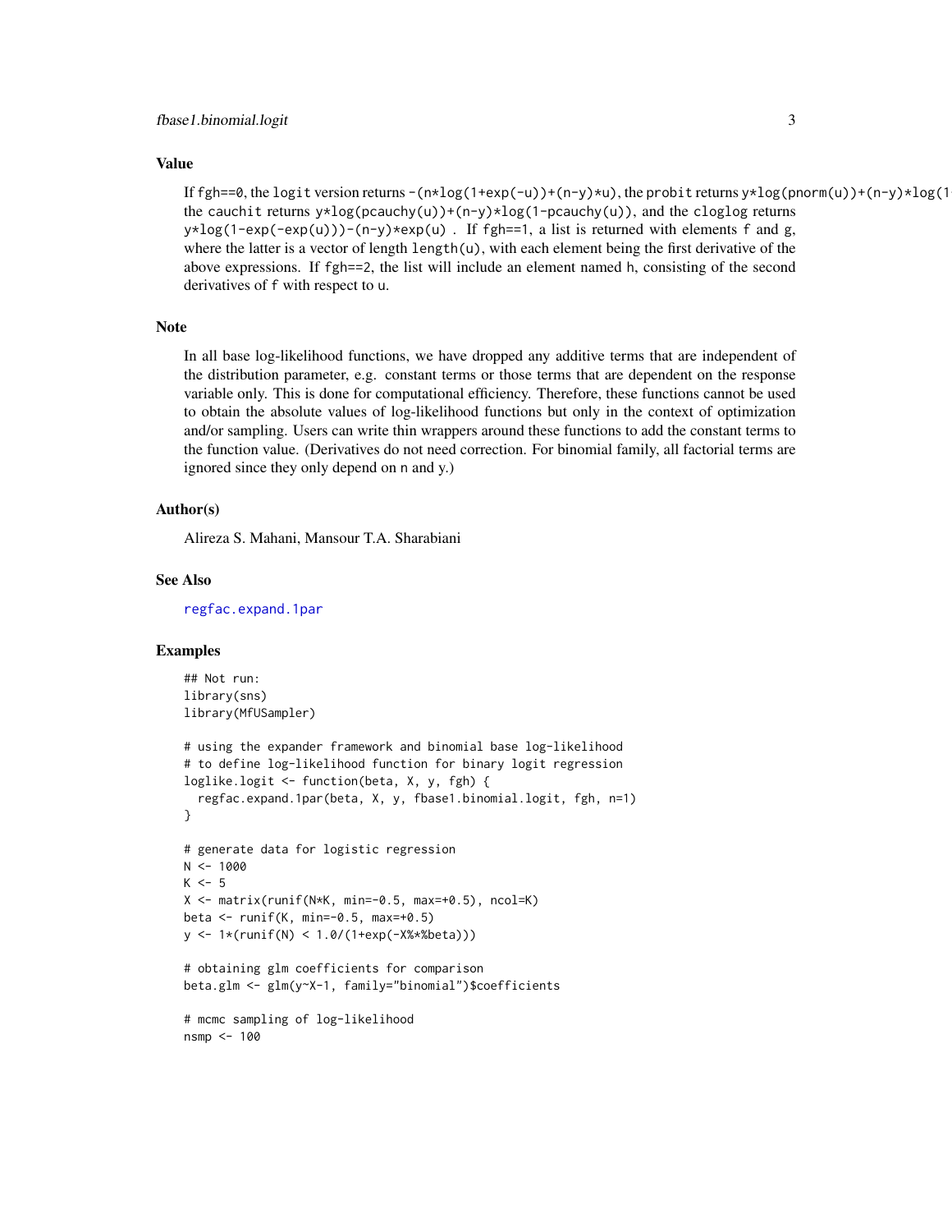### Value

If fgh==0, the logit version returns -(n*log(1+exp(-u))+(n-y)*u), the probit returns y*log(pnorm(u))+(n-y)*log(1-
the cauchit returns y*log(pcauchy(u))+(n-y)*log(1-pcauchy(u)), and the cloglog returns y*log(1-exp(-exp(u)))-(n-y)*exp(u) . If fgh==1, a list is returned with elements f and g, where the latter is a vector of length length(u), with each element being the first derivative of the above expressions. If fgh==2, the list will include an element named h, consisting of the second derivatives of f with respect to u.

### Note

In all base log-likelihood functions, we have dropped any additive terms that are independent of the distribution parameter, e.g. constant terms or those terms that are dependent on the response variable only. This is done for computational efficiency. Therefore, these functions cannot be used to obtain the absolute values of log-likelihood functions but only in the context of optimization and/or sampling. Users can write thin wrappers around these functions to add the constant terms to the function value. (Derivatives do not need correction. For binomial family, all factorial terms are ignored since they only depend on n and y.)

### Author(s)

Alireza S. Mahani, Mansour T.A. Sharabiani

### See Also

regfac.expand.1par

### Examples

```
## Not run:
library(sns)
library(MfUSampler)

# using the expander framework and binomial base log-likelihood
# to define log-likelihood function for binary logit regression
loglike.logit <- function(beta, X, y, fgh) {
  regfac.expand.1par(beta, X, y, fbase1.binomial.logit, fgh, n=1)
}

# generate data for logistic regression
N <- 1000
K <- 5
X <- matrix(runif(N*K, min=-0.5, max=+0.5), ncol=K)
beta <- runif(K, min=-0.5, max=+0.5)
y <- 1*(runif(N) < 1.0/(1+exp(-X%*%beta)))

# obtaining glm coefficients for comparison
beta.glm <- glm(y~X-1, family="binomial")$coefficients

# mcmc sampling of log-likelihood
nsmp <- 100
```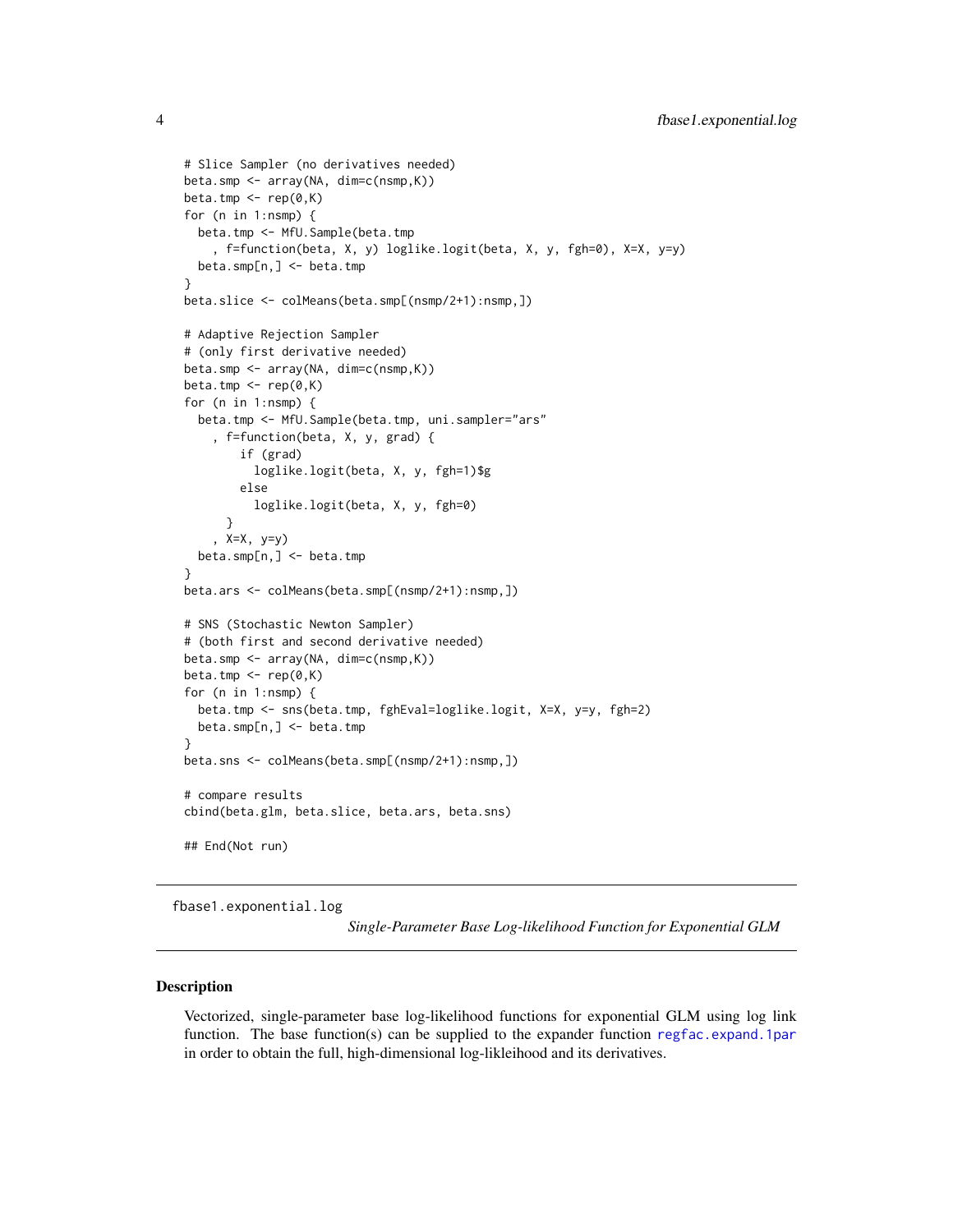```
# Slice Sampler (no derivatives needed)
beta.smp <- array(NA, dim=c(nsmp,K))
beta.tmp <- rep(0,K)
for (n in 1:nsmp) {
  beta.tmp <- MfU.Sample(beta.tmp
    , f=function(beta, X, y) loglike.logit(beta, X, y, fgh=0), X=X, y=y)
  beta.smp[n,] <- beta.tmp
}
beta.slice <- colMeans(beta.smp[(nsmp/2+1):nsmp,])

# Adaptive Rejection Sampler
# (only first derivative needed)
beta.smp <- array(NA, dim=c(nsmp,K))
beta.tmp <- rep(0,K)
for (n in 1:nsmp) {
  beta.tmp <- MfU.Sample(beta.tmp, uni.sampler="ars"
    , f=function(beta, X, y, grad) {
        if (grad)
          loglike.logit(beta, X, y, fgh=1)$g
        else
          loglike.logit(beta, X, y, fgh=0)
      }
    , X=X, y=y)
  beta.smp[n,] <- beta.tmp
}
beta.ars <- colMeans(beta.smp[(nsmp/2+1):nsmp,])

# SNS (Stochastic Newton Sampler)
# (both first and second derivative needed)
beta.smp <- array(NA, dim=c(nsmp,K))
beta.tmp <- rep(0,K)
for (n in 1:nsmp) {
  beta.tmp <- sns(beta.tmp, fghEval=loglike.logit, X=X, y=y, fgh=2)
  beta.smp[n,] <- beta.tmp
}
beta.sns <- colMeans(beta.smp[(nsmp/2+1):nsmp,])

# compare results
cbind(beta.glm, beta.slice, beta.ars, beta.sns)

## End(Not run)
```

---

`fbase1.exponential.log` *Single-Parameter Base Log-likelihood Function for Exponential GLM*

---

## Description

Vectorized, single-parameter base log-likelihood functions for exponential GLM using log link function. The base function(s) can be supplied to the expander function regfac.expand.1par in order to obtain the full, high-dimensional log-likleihood and its derivatives.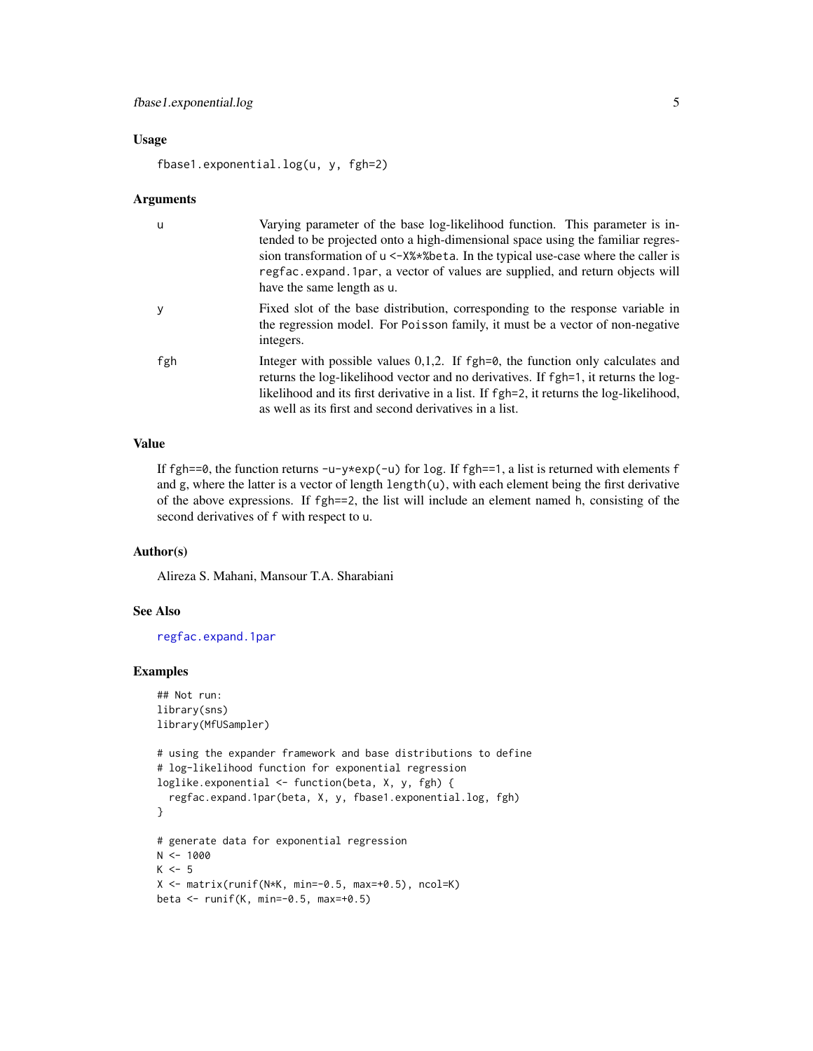### Usage

```
fbase1.exponential.log(u, y, fgh=2)
```

### Arguments

| | |
|---|---|
| u | Varying parameter of the base log-likelihood function. This parameter is intended to be projected onto a high-dimensional space using the familiar regression transformation of `u <-X%*%beta`. In the typical use-case where the caller is `regfac.expand.1par`, a vector of values are supplied, and return objects will have the same length as `u`. |
| y | Fixed slot of the base distribution, corresponding to the response variable in the regression model. For `Poisson` family, it must be a vector of non-negative integers. |
| fgh | Integer with possible values 0,1,2. If `fgh=0`, the function only calculates and returns the log-likelihood vector and no derivatives. If `fgh=1`, it returns the log-likelihood and its first derivative in a list. If `fgh=2`, it returns the log-likelihood, as well as its first and second derivatives in a list. |

### Value

If `fgh==0`, the function returns `-u-y*exp(-u)` for `log`. If `fgh==1`, a list is returned with elements `f` and `g`, where the latter is a vector of length `length(u)`, with each element being the first derivative of the above expressions. If `fgh==2`, the list will include an element named `h`, consisting of the second derivatives of `f` with respect to `u`.

### Author(s)

Alireza S. Mahani, Mansour T.A. Sharabiani

### See Also

`regfac.expand.1par`

### Examples

```
## Not run:
library(sns)
library(MfUSampler)

# using the expander framework and base distributions to define
# log-likelihood function for exponential regression
loglike.exponential <- function(beta, X, y, fgh) {
  regfac.expand.1par(beta, X, y, fbase1.exponential.log, fgh)
}

# generate data for exponential regression
N <- 1000
K <- 5
X <- matrix(runif(N*K, min=-0.5, max=+0.5), ncol=K)
beta <- runif(K, min=-0.5, max=+0.5)
```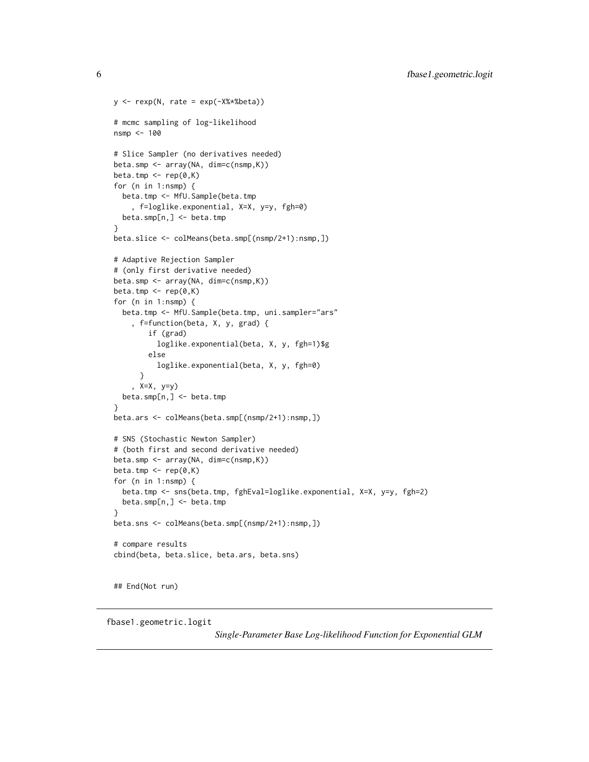```
y <- rexp(N, rate = exp(-X%*%beta))

# mcmc sampling of log-likelihood
nsmp <- 100

# Slice Sampler (no derivatives needed)
beta.smp <- array(NA, dim=c(nsmp,K))
beta.tmp <- rep(0,K)
for (n in 1:nsmp) {
  beta.tmp <- MfU.Sample(beta.tmp
    , f=loglike.exponential, X=X, y=y, fgh=0)
  beta.smp[n,] <- beta.tmp
}
beta.slice <- colMeans(beta.smp[(nsmp/2+1):nsmp,])

# Adaptive Rejection Sampler
# (only first derivative needed)
beta.smp <- array(NA, dim=c(nsmp,K))
beta.tmp <- rep(0,K)
for (n in 1:nsmp) {
  beta.tmp <- MfU.Sample(beta.tmp, uni.sampler="ars"
    , f=function(beta, X, y, grad) {
        if (grad)
          loglike.exponential(beta, X, y, fgh=1)$g
        else
          loglike.exponential(beta, X, y, fgh=0)
      }
    , X=X, y=y)
  beta.smp[n,] <- beta.tmp
}
beta.ars <- colMeans(beta.smp[(nsmp/2+1):nsmp,])

# SNS (Stochastic Newton Sampler)
# (both first and second derivative needed)
beta.smp <- array(NA, dim=c(nsmp,K))
beta.tmp <- rep(0,K)
for (n in 1:nsmp) {
  beta.tmp <- sns(beta.tmp, fghEval=loglike.exponential, X=X, y=y, fgh=2)
  beta.smp[n,] <- beta.tmp
}
beta.sns <- colMeans(beta.smp[(nsmp/2+1):nsmp,])

# compare results
cbind(beta, beta.slice, beta.ars, beta.sns)


## End(Not run)
```

---

fbase1.geometric.logit &nbsp;&nbsp;&nbsp; *Single-Parameter Base Log-likelihood Function for Exponential GLM*

---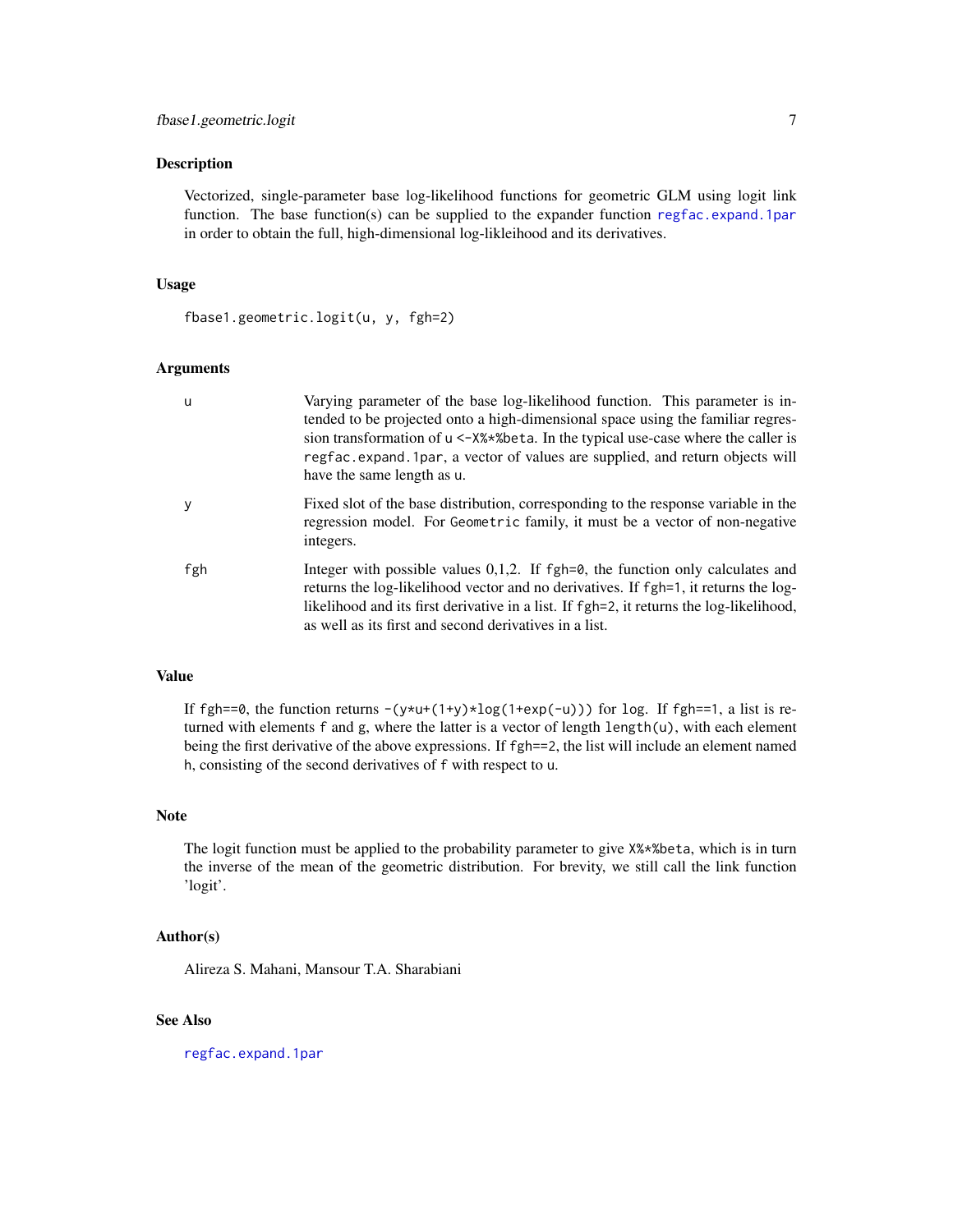# fbase1.geometric.logit

## Description

Vectorized, single-parameter base log-likelihood functions for geometric GLM using logit link function. The base function(s) can be supplied to the expander function `regfac.expand.1par` in order to obtain the full, high-dimensional log-likleihood and its derivatives.

## Usage

```
fbase1.geometric.logit(u, y, fgh=2)
```

## Arguments

| | |
|---|---|
| `u` | Varying parameter of the base log-likelihood function. This parameter is intended to be projected onto a high-dimensional space using the familiar regression transformation of `u <-X%*%beta`. In the typical use-case where the caller is `regfac.expand.1par`, a vector of values are supplied, and return objects will have the same length as `u`. |
| `y` | Fixed slot of the base distribution, corresponding to the response variable in the regression model. For `Geometric` family, it must be a vector of non-negative integers. |
| `fgh` | Integer with possible values 0,1,2. If `fgh=0`, the function only calculates and returns the log-likelihood vector and no derivatives. If `fgh=1`, it returns the log-likelihood and its first derivative in a list. If `fgh=2`, it returns the log-likelihood, as well as its first and second derivatives in a list. |

## Value

If `fgh==0`, the function returns `-(y*u+(1+y)*log(1+exp(-u)))` for `log`. If `fgh==1`, a list is returned with elements `f` and `g`, where the latter is a vector of length `length(u)`, with each element being the first derivative of the above expressions. If `fgh==2`, the list will include an element named `h`, consisting of the second derivatives of `f` with respect to `u`.

## Note

The logit function must be applied to the probability parameter to give `X%*%beta`, which is in turn the inverse of the mean of the geometric distribution. For brevity, we still call the link function 'logit'.

## Author(s)

Alireza S. Mahani, Mansour T.A. Sharabiani

## See Also

`regfac.expand.1par`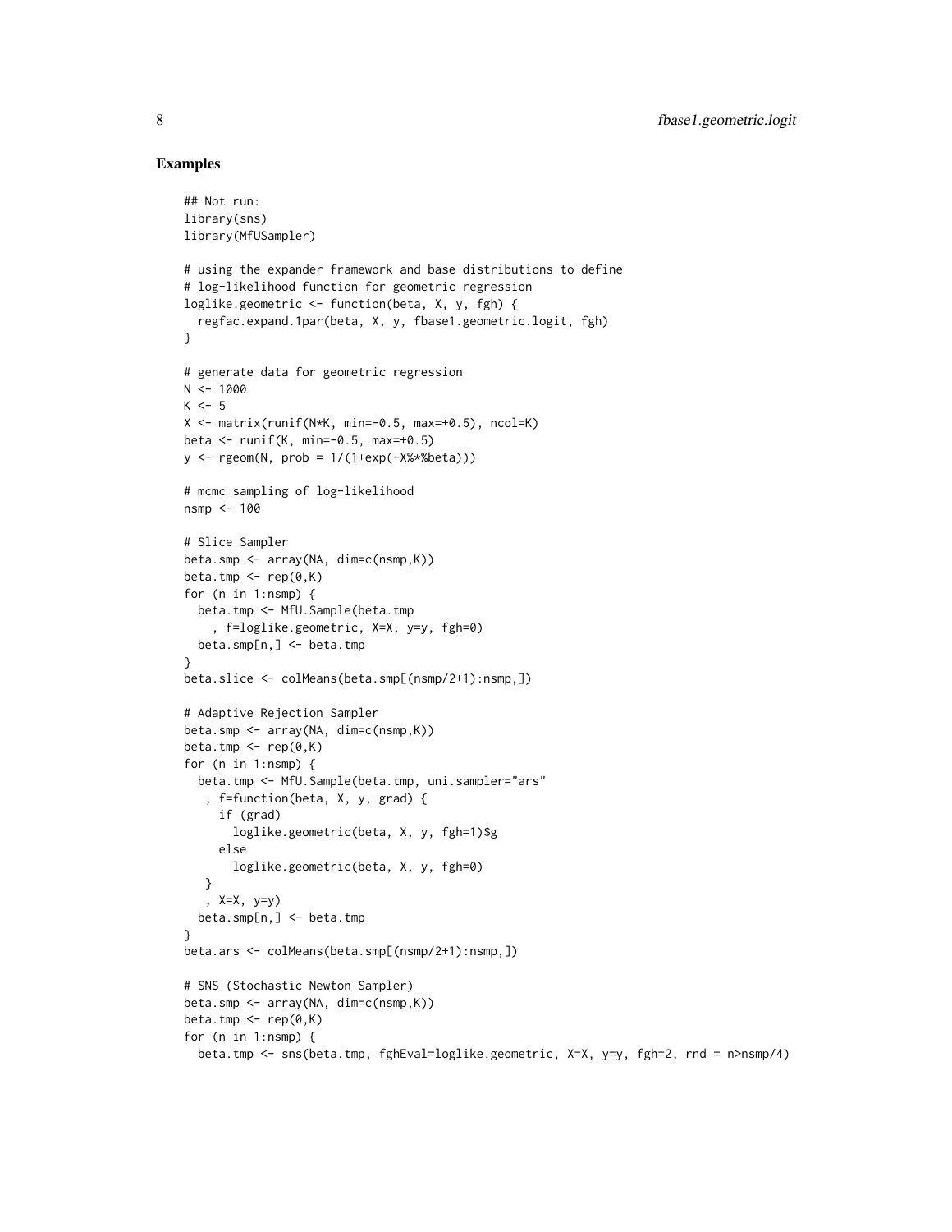## Examples

```
## Not run:
library(sns)
library(MfUSampler)

# using the expander framework and base distributions to define
# log-likelihood function for geometric regression
loglike.geometric <- function(beta, X, y, fgh) {
  regfac.expand.1par(beta, X, y, fbase1.geometric.logit, fgh)
}

# generate data for geometric regression
N <- 1000
K <- 5
X <- matrix(runif(N*K, min=-0.5, max=+0.5), ncol=K)
beta <- runif(K, min=-0.5, max=+0.5)
y <- rgeom(N, prob = 1/(1+exp(-X%*%beta)))

# mcmc sampling of log-likelihood
nsmp <- 100

# Slice Sampler
beta.smp <- array(NA, dim=c(nsmp,K))
beta.tmp <- rep(0,K)
for (n in 1:nsmp) {
  beta.tmp <- MfU.Sample(beta.tmp
    , f=loglike.geometric, X=X, y=y, fgh=0)
  beta.smp[n,] <- beta.tmp
}
beta.slice <- colMeans(beta.smp[(nsmp/2+1):nsmp,])

# Adaptive Rejection Sampler
beta.smp <- array(NA, dim=c(nsmp,K))
beta.tmp <- rep(0,K)
for (n in 1:nsmp) {
  beta.tmp <- MfU.Sample(beta.tmp, uni.sampler="ars"
   , f=function(beta, X, y, grad) {
     if (grad)
       loglike.geometric(beta, X, y, fgh=1)$g
     else
       loglike.geometric(beta, X, y, fgh=0)
   }
   , X=X, y=y)
  beta.smp[n,] <- beta.tmp
}
beta.ars <- colMeans(beta.smp[(nsmp/2+1):nsmp,])

# SNS (Stochastic Newton Sampler)
beta.smp <- array(NA, dim=c(nsmp,K))
beta.tmp <- rep(0,K)
for (n in 1:nsmp) {
  beta.tmp <- sns(beta.tmp, fghEval=loglike.geometric, X=X, y=y, fgh=2, rnd = n>nsmp/4)
```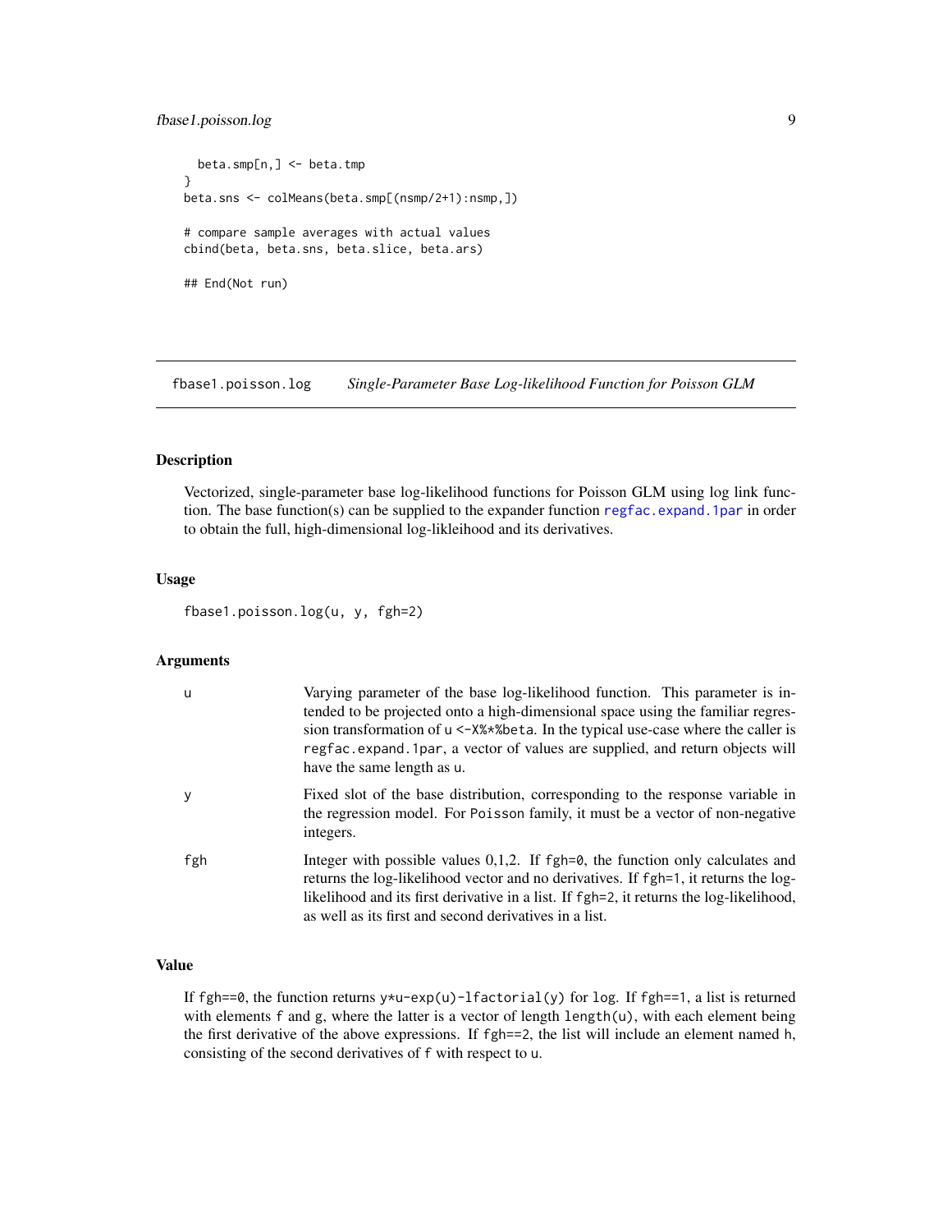```
  beta.smp[n,] <- beta.tmp
}
beta.sns <- colMeans(beta.smp[(nsmp/2+1):nsmp,])

# compare sample averages with actual values
cbind(beta, beta.sns, beta.slice, beta.ars)

## End(Not run)
```

---

## fbase1.poisson.log *Single-Parameter Base Log-likelihood Function for Poisson GLM*

### Description

Vectorized, single-parameter base log-likelihood functions for Poisson GLM using log link function. The base function(s) can be supplied to the expander function `regfac.expand.1par` in order to obtain the full, high-dimensional log-likleihood and its derivatives.

### Usage

```
fbase1.poisson.log(u, y, fgh=2)
```

### Arguments

| | |
|---|---|
| `u` | Varying parameter of the base log-likelihood function. This parameter is intended to be projected onto a high-dimensional space using the familiar regression transformation of `u <-X%*%beta`. In the typical use-case where the caller is `regfac.expand.1par`, a vector of values are supplied, and return objects will have the same length as `u`. |
| `y` | Fixed slot of the base distribution, corresponding to the response variable in the regression model. For `Poisson` family, it must be a vector of non-negative integers. |
| `fgh` | Integer with possible values 0,1,2. If `fgh=0`, the function only calculates and returns the log-likelihood vector and no derivatives. If `fgh=1`, it returns the log-likelihood and its first derivative in a list. If `fgh=2`, it returns the log-likelihood, as well as its first and second derivatives in a list. |

### Value

If `fgh==0`, the function returns `y*u-exp(u)-lfactorial(y)` for `log`. If `fgh==1`, a list is returned with elements `f` and `g`, where the latter is a vector of length `length(u)`, with each element being the first derivative of the above expressions. If `fgh==2`, the list will include an element named `h`, consisting of the second derivatives of `f` with respect to `u`.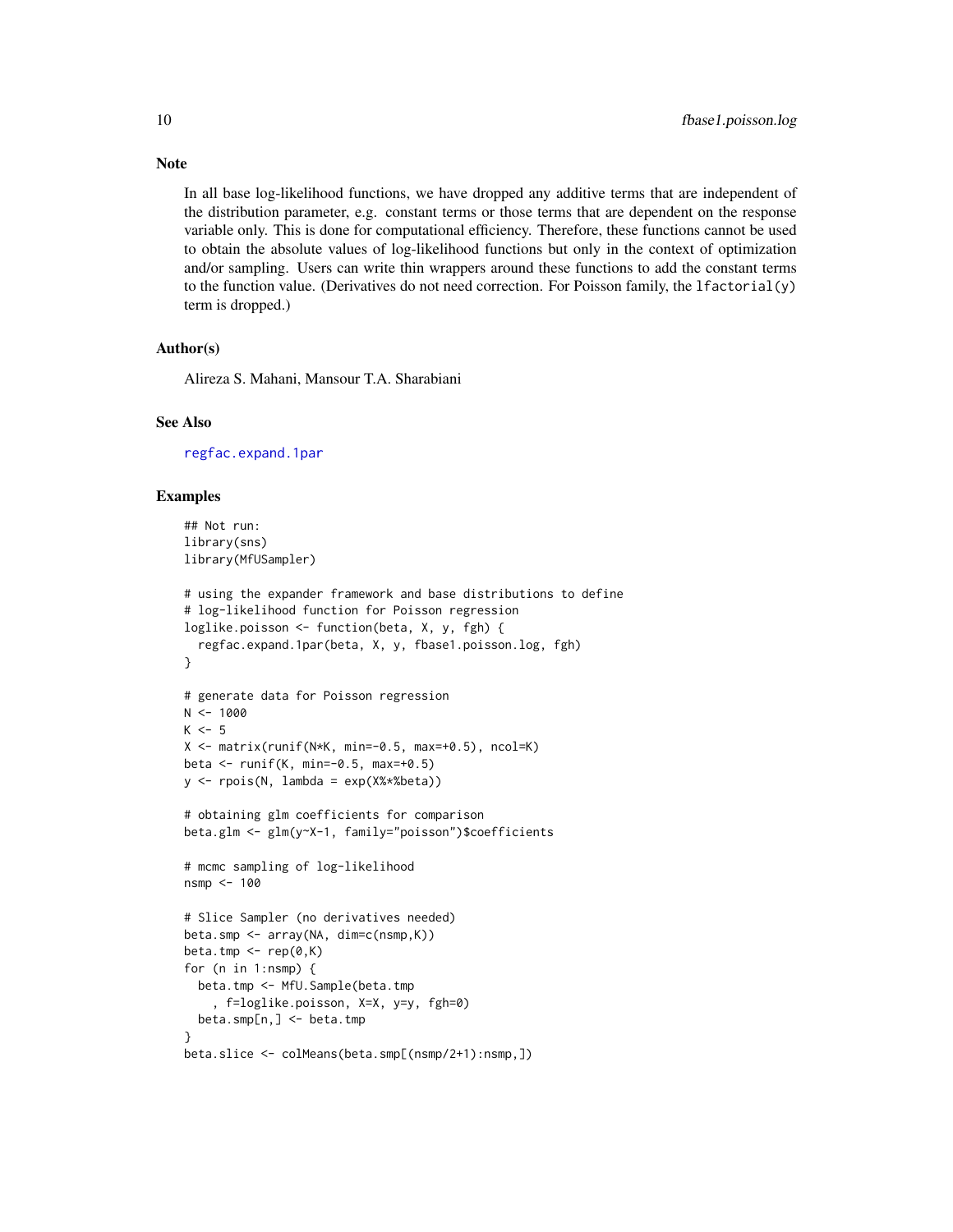## Note

In all base log-likelihood functions, we have dropped any additive terms that are independent of the distribution parameter, e.g. constant terms or those terms that are dependent on the response variable only. This is done for computational efficiency. Therefore, these functions cannot be used to obtain the absolute values of log-likelihood functions but only in the context of optimization and/or sampling. Users can write thin wrappers around these functions to add the constant terms to the function value. (Derivatives do not need correction. For Poisson family, the `lfactorial(y)` term is dropped.)

## Author(s)

Alireza S. Mahani, Mansour T.A. Sharabiani

## See Also

regfac.expand.1par

## Examples

```
## Not run:
library(sns)
library(MfUSampler)

# using the expander framework and base distributions to define
# log-likelihood function for Poisson regression
loglike.poisson <- function(beta, X, y, fgh) {
  regfac.expand.1par(beta, X, y, fbase1.poisson.log, fgh)
}

# generate data for Poisson regression
N <- 1000
K <- 5
X <- matrix(runif(N*K, min=-0.5, max=+0.5), ncol=K)
beta <- runif(K, min=-0.5, max=+0.5)
y <- rpois(N, lambda = exp(X%*%beta))

# obtaining glm coefficients for comparison
beta.glm <- glm(y~X-1, family="poisson")$coefficients

# mcmc sampling of log-likelihood
nsmp <- 100

# Slice Sampler (no derivatives needed)
beta.smp <- array(NA, dim=c(nsmp,K))
beta.tmp <- rep(0,K)
for (n in 1:nsmp) {
  beta.tmp <- MfU.Sample(beta.tmp
    , f=loglike.poisson, X=X, y=y, fgh=0)
  beta.smp[n,] <- beta.tmp
}
beta.slice <- colMeans(beta.smp[(nsmp/2+1):nsmp,])
```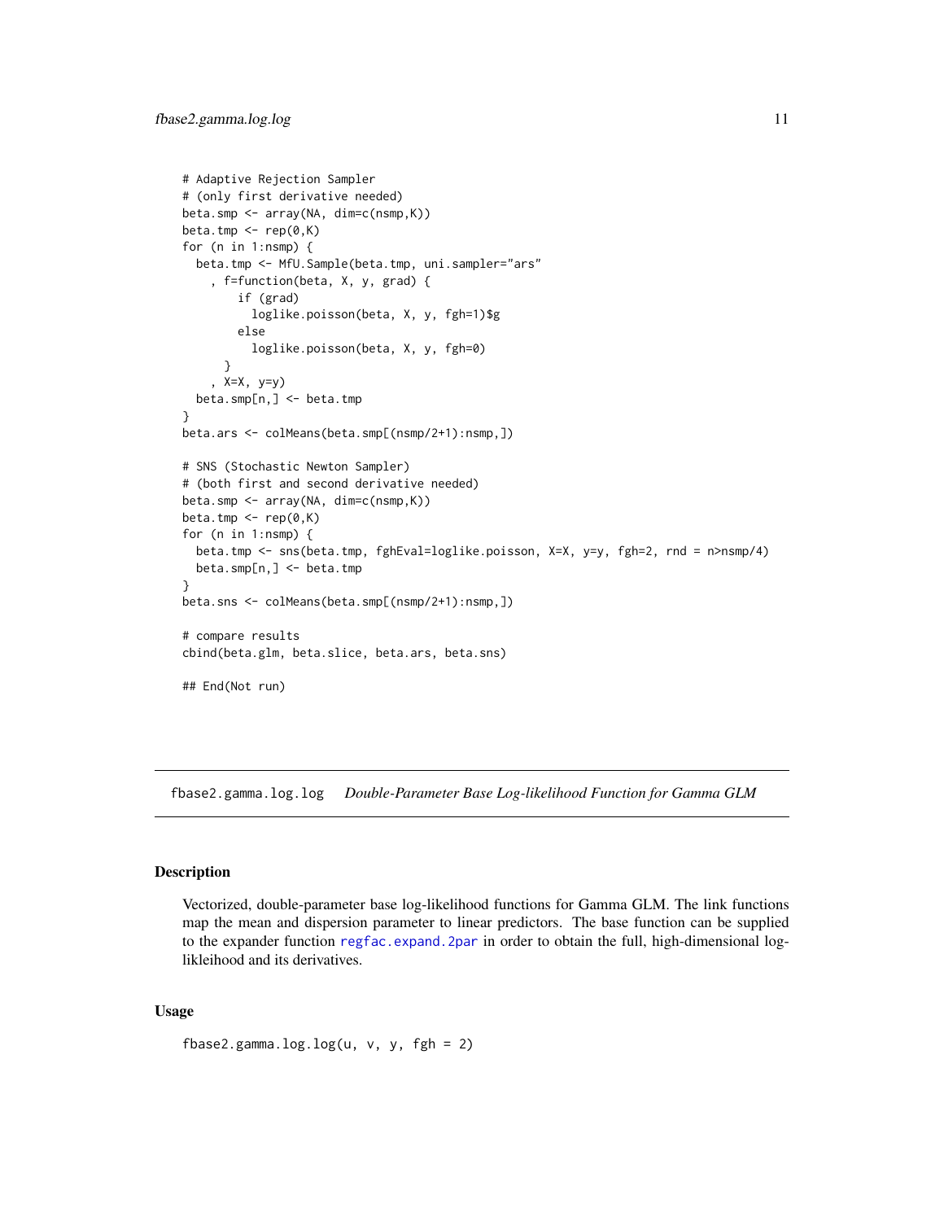```
# Adaptive Rejection Sampler
# (only first derivative needed)
beta.smp <- array(NA, dim=c(nsmp,K))
beta.tmp <- rep(0,K)
for (n in 1:nsmp) {
  beta.tmp <- MfU.Sample(beta.tmp, uni.sampler="ars"
    , f=function(beta, X, y, grad) {
        if (grad)
          loglike.poisson(beta, X, y, fgh=1)$g
        else
          loglike.poisson(beta, X, y, fgh=0)
      }
    , X=X, y=y)
  beta.smp[n,] <- beta.tmp
}
beta.ars <- colMeans(beta.smp[(nsmp/2+1):nsmp,])

# SNS (Stochastic Newton Sampler)
# (both first and second derivative needed)
beta.smp <- array(NA, dim=c(nsmp,K))
beta.tmp <- rep(0,K)
for (n in 1:nsmp) {
  beta.tmp <- sns(beta.tmp, fghEval=loglike.poisson, X=X, y=y, fgh=2, rnd = n>nsmp/4)
  beta.smp[n,] <- beta.tmp
}
beta.sns <- colMeans(beta.smp[(nsmp/2+1):nsmp,])

# compare results
cbind(beta.glm, beta.slice, beta.ars, beta.sns)

## End(Not run)
```

---

## fbase2.gamma.log.log *Double-Parameter Base Log-likelihood Function for Gamma GLM*

### Description

Vectorized, double-parameter base log-likelihood functions for Gamma GLM. The link functions map the mean and dispersion parameter to linear predictors. The base function can be supplied to the expander function regfac.expand.2par in order to obtain the full, high-dimensional log-likleihood and its derivatives.

### Usage

```
fbase2.gamma.log.log(u, v, y, fgh = 2)
```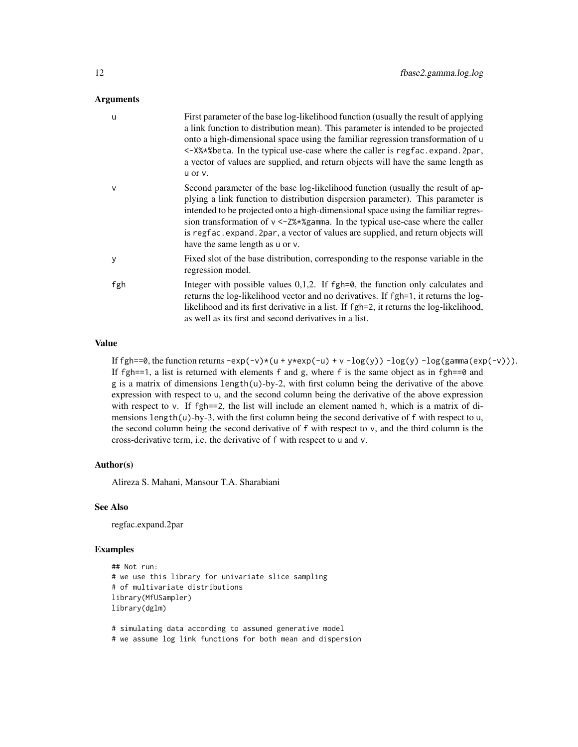### Arguments

| | |
|---|---|
| u | First parameter of the base log-likelihood function (usually the result of applying a link function to distribution mean). This parameter is intended to be projected onto a high-dimensional space using the familiar regression transformation of `u <-X%*%beta`. In the typical use-case where the caller is `regfac.expand.2par`, a vector of values are supplied, and return objects will have the same length as `u` or `v`. |
| v | Second parameter of the base log-likelihood function (usually the result of applying a link function to distribution dispersion parameter). This parameter is intended to be projected onto a high-dimensional space using the familiar regression transformation of `v <-Z%*%gamma`. In the typical use-case where the caller is `regfac.expand.2par`, a vector of values are supplied, and return objects will have the same length as `u` or `v`. |
| y | Fixed slot of the base distribution, corresponding to the response variable in the regression model. |
| fgh | Integer with possible values 0,1,2. If `fgh=0`, the function only calculates and returns the log-likelihood vector and no derivatives. If `fgh=1`, it returns the log-likelihood and its first derivative in a list. If `fgh=2`, it returns the log-likelihood, as well as its first and second derivatives in a list. |

### Value

If `fgh==0`, the function returns `-exp(-v)*(u + y*exp(-u) + v -log(y)) -log(y) -log(gamma(exp(-v)))`. If `fgh==1`, a list is returned with elements `f` and `g`, where `f` is the same object as in `fgh==0` and `g` is a matrix of dimensions `length(u)`-by-2, with first column being the derivative of the above expression with respect to `u`, and the second column being the derivative of the above expression with respect to `v`. If `fgh==2`, the list will include an element named `h`, which is a matrix of dimensions `length(u)`-by-3, with the first column being the second derivative of `f` with respect to `u`, the second column being the second derivative of `f` with respect to `v`, and the third column is the cross-derivative term, i.e. the derivative of `f` with respect to `u` and `v`.

### Author(s)

Alireza S. Mahani, Mansour T.A. Sharabiani

### See Also

regfac.expand.2par

### Examples

```
## Not run:
# we use this library for univariate slice sampling
# of multivariate distributions
library(MfUSampler)
library(dglm)

# simulating data according to assumed generative model
# we assume log link functions for both mean and dispersion
```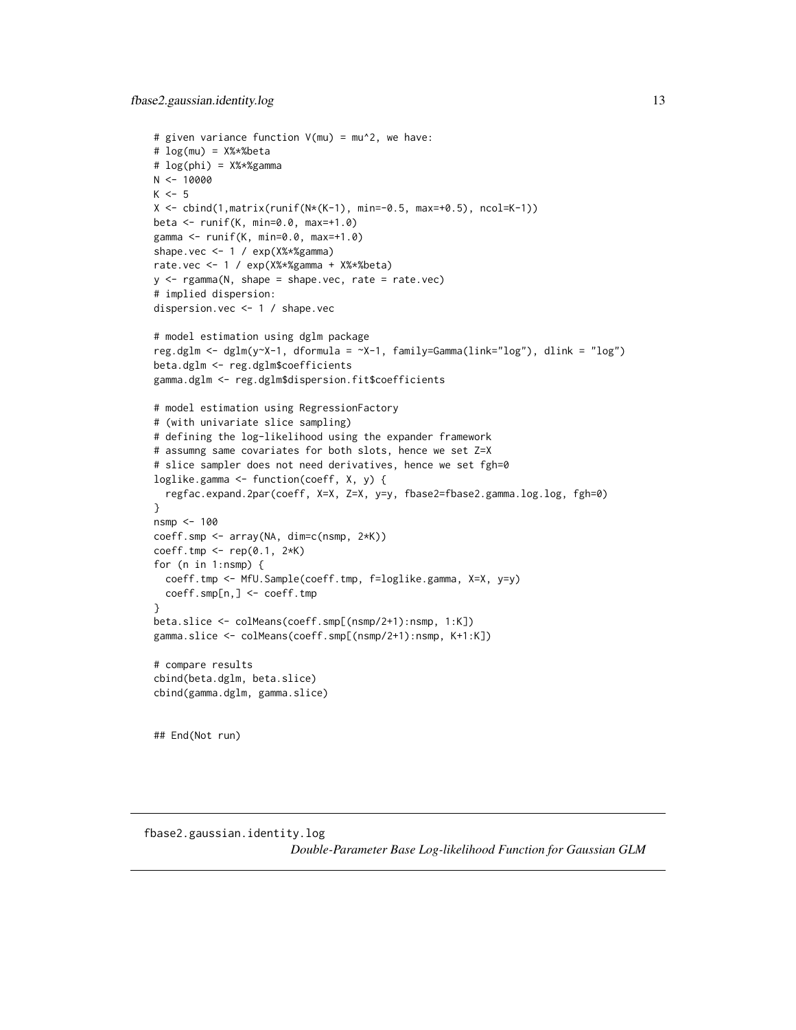```
# given variance function V(mu) = mu^2, we have:
# log(mu) = X%*%beta
# log(phi) = X%*%gamma
N <- 10000
K <- 5
X <- cbind(1,matrix(runif(N*(K-1), min=-0.5, max=+0.5), ncol=K-1))
beta <- runif(K, min=0.0, max=+1.0)
gamma <- runif(K, min=0.0, max=+1.0)
shape.vec <- 1 / exp(X%*%gamma)
rate.vec <- 1 / exp(X%*%gamma + X%*%beta)
y <- rgamma(N, shape = shape.vec, rate = rate.vec)
# implied dispersion:
dispersion.vec <- 1 / shape.vec

# model estimation using dglm package
reg.dglm <- dglm(y~X-1, dformula = ~X-1, family=Gamma(link="log"), dlink = "log")
beta.dglm <- reg.dglm$coefficients
gamma.dglm <- reg.dglm$dispersion.fit$coefficients

# model estimation using RegressionFactory
# (with univariate slice sampling)
# defining the log-likelihood using the expander framework
# assumng same covariates for both slots, hence we set Z=X
# slice sampler does not need derivatives, hence we set fgh=0
loglike.gamma <- function(coeff, X, y) {
  regfac.expand.2par(coeff, X=X, Z=X, y=y, fbase2=fbase2.gamma.log.log, fgh=0)
}
nsmp <- 100
coeff.smp <- array(NA, dim=c(nsmp, 2*K))
coeff.tmp <- rep(0.1, 2*K)
for (n in 1:nsmp) {
  coeff.tmp <- MfU.Sample(coeff.tmp, f=loglike.gamma, X=X, y=y)
  coeff.smp[n,] <- coeff.tmp
}
beta.slice <- colMeans(coeff.smp[(nsmp/2+1):nsmp, 1:K])
gamma.slice <- colMeans(coeff.smp[(nsmp/2+1):nsmp, K+1:K])

# compare results
cbind(beta.dglm, beta.slice)
cbind(gamma.dglm, gamma.slice)


## End(Not run)
```

## fbase2.gaussian.identity.log

*Double-Parameter Base Log-likelihood Function for Gaussian GLM*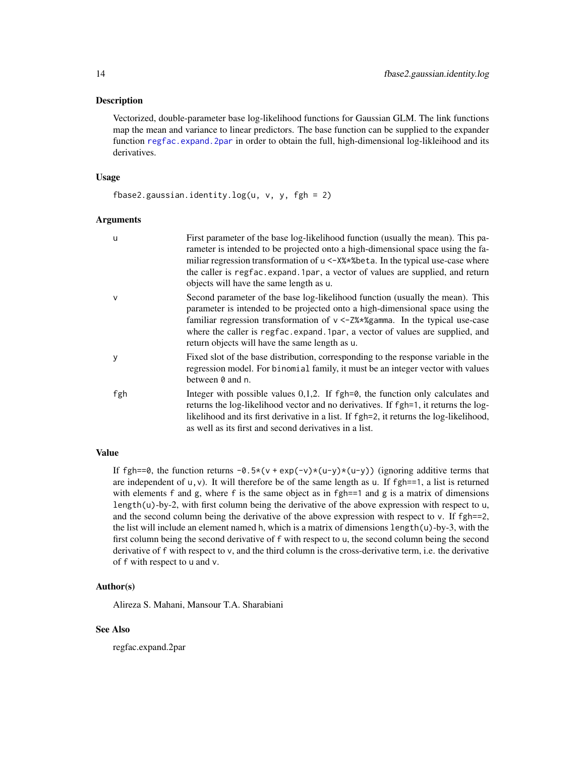### Description

Vectorized, double-parameter base log-likelihood functions for Gaussian GLM. The link functions map the mean and variance to linear predictors. The base function can be supplied to the expander function `regfac.expand.2par` in order to obtain the full, high-dimensional log-likleihood and its derivatives.

### Usage

```
fbase2.gaussian.identity.log(u, v, y, fgh = 2)
```

### Arguments

| | |
|---|---|
| u | First parameter of the base log-likelihood function (usually the mean). This parameter is intended to be projected onto a high-dimensional space using the familiar regression transformation of `u <-X%*%beta`. In the typical use-case where the caller is `regfac.expand.1par`, a vector of values are supplied, and return objects will have the same length as `u`. |
| v | Second parameter of the base log-likelihood function (usually the mean). This parameter is intended to be projected onto a high-dimensional space using the familiar regression transformation of `v <-Z%*%gamma`. In the typical use-case where the caller is `regfac.expand.1par`, a vector of values are supplied, and return objects will have the same length as `u`. |
| y | Fixed slot of the base distribution, corresponding to the response variable in the regression model. For `binomial` family, it must be an integer vector with values between `0` and `n`. |
| fgh | Integer with possible values 0,1,2. If `fgh=0`, the function only calculates and returns the log-likelihood vector and no derivatives. If `fgh=1`, it returns the log-likelihood and its first derivative in a list. If `fgh=2`, it returns the log-likelihood, as well as its first and second derivatives in a list. |

### Value

If `fgh==0`, the function returns `-0.5*(v + exp(-v)*(u-y)*(u-y))` (ignoring additive terms that are independent of `u,v`). It will therefore be of the same length as `u`. If `fgh==1`, a list is returned with elements `f` and `g`, where `f` is the same object as in `fgh==1` and `g` is a matrix of dimensions `length(u)`-by-2, with first column being the derivative of the above expression with respect to `u`, and the second column being the derivative of the above expression with respect to `v`. If `fgh==2`, the list will include an element named `h`, which is a matrix of dimensions `length(u)`-by-3, with the first column being the second derivative of `f` with respect to `u`, the second column being the second derivative of `f` with respect to `v`, and the third column is the cross-derivative term, i.e. the derivative of `f` with respect to `u` and `v`.

### Author(s)

Alireza S. Mahani, Mansour T.A. Sharabiani

### See Also

regfac.expand.2par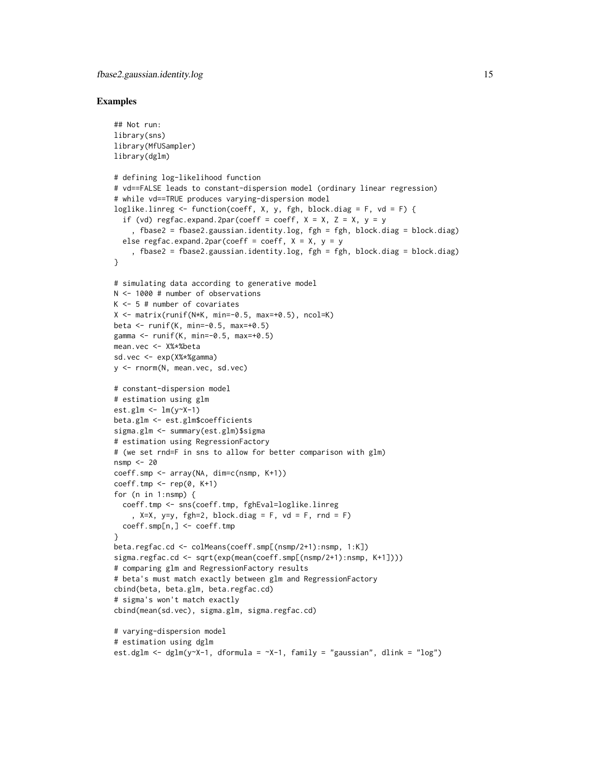## Examples

```
## Not run:
library(sns)
library(MfUSampler)
library(dglm)

# defining log-likelihood function
# vd==FALSE leads to constant-dispersion model (ordinary linear regression)
# while vd==TRUE produces varying-dispersion model
loglike.linreg <- function(coeff, X, y, fgh, block.diag = F, vd = F) {
  if (vd) regfac.expand.2par(coeff = coeff, X = X, Z = X, y = y
    , fbase2 = fbase2.gaussian.identity.log, fgh = fgh, block.diag = block.diag)
  else regfac.expand.2par(coeff = coeff, X = X, y = y
    , fbase2 = fbase2.gaussian.identity.log, fgh = fgh, block.diag = block.diag)
}

# simulating data according to generative model
N <- 1000 # number of observations
K <- 5 # number of covariates
X <- matrix(runif(N*K, min=-0.5, max=+0.5), ncol=K)
beta <- runif(K, min=-0.5, max=+0.5)
gamma <- runif(K, min=-0.5, max=+0.5)
mean.vec <- X%*%beta
sd.vec <- exp(X%*%gamma)
y <- rnorm(N, mean.vec, sd.vec)

# constant-dispersion model
# estimation using glm
est.glm <- lm(y~X-1)
beta.glm <- est.glm$coefficients
sigma.glm <- summary(est.glm)$sigma
# estimation using RegressionFactory
# (we set rnd=F in sns to allow for better comparison with glm)
nsmp <- 20
coeff.smp <- array(NA, dim=c(nsmp, K+1))
coeff.tmp <- rep(0, K+1)
for (n in 1:nsmp) {
  coeff.tmp <- sns(coeff.tmp, fghEval=loglike.linreg
    , X=X, y=y, fgh=2, block.diag = F, vd = F, rnd = F)
  coeff.smp[n,] <- coeff.tmp
}
beta.regfac.cd <- colMeans(coeff.smp[(nsmp/2+1):nsmp, 1:K])
sigma.regfac.cd <- sqrt(exp(mean(coeff.smp[(nsmp/2+1):nsmp, K+1])))
# comparing glm and RegressionFactory results
# beta's must match exactly between glm and RegressionFactory
cbind(beta, beta.glm, beta.regfac.cd)
# sigma's won't match exactly
cbind(mean(sd.vec), sigma.glm, sigma.regfac.cd)

# varying-dispersion model
# estimation using dglm
est.dglm <- dglm(y~X-1, dformula = ~X-1, family = "gaussian", dlink = "log")
```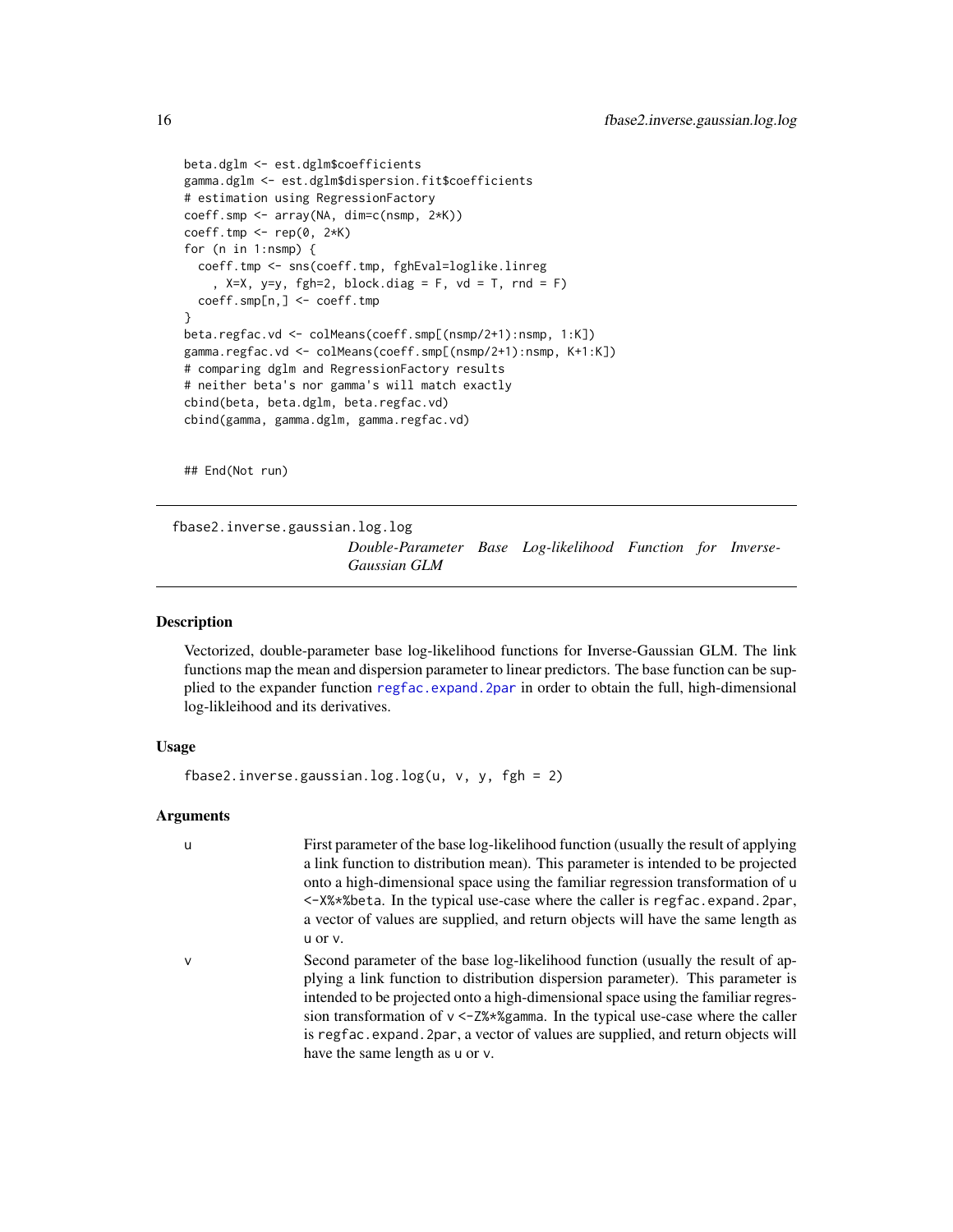```
beta.dglm <- est.dglm$coefficients
gamma.dglm <- est.dglm$dispersion.fit$coefficients
# estimation using RegressionFactory
coeff.smp <- array(NA, dim=c(nsmp, 2*K))
coeff.tmp <- rep(0, 2*K)
for (n in 1:nsmp) {
  coeff.tmp <- sns(coeff.tmp, fghEval=loglike.linreg
    , X=X, y=y, fgh=2, block.diag = F, vd = T, rnd = F)
  coeff.smp[n,] <- coeff.tmp
}
beta.regfac.vd <- colMeans(coeff.smp[(nsmp/2+1):nsmp, 1:K])
gamma.regfac.vd <- colMeans(coeff.smp[(nsmp/2+1):nsmp, K+1:K])
# comparing dglm and RegressionFactory results
# neither beta's nor gamma's will match exactly
cbind(beta, beta.dglm, beta.regfac.vd)
cbind(gamma, gamma.dglm, gamma.regfac.vd)


## End(Not run)
```

---

## fbase2.inverse.gaussian.log.log

*Double-Parameter Base Log-likelihood Function for Inverse-Gaussian GLM*

### Description

Vectorized, double-parameter base log-likelihood functions for Inverse-Gaussian GLM. The link functions map the mean and dispersion parameter to linear predictors. The base function can be supplied to the expander function `regfac.expand.2par` in order to obtain the full, high-dimensional log-likleihood and its derivatives.

### Usage

```
fbase2.inverse.gaussian.log.log(u, v, y, fgh = 2)
```

### Arguments

- `u` — First parameter of the base log-likelihood function (usually the result of applying a link function to distribution mean). This parameter is intended to be projected onto a high-dimensional space using the familiar regression transformation of `u <-X%*%beta`. In the typical use-case where the caller is `regfac.expand.2par`, a vector of values are supplied, and return objects will have the same length as `u` or `v`.
- `v` — Second parameter of the base log-likelihood function (usually the result of applying a link function to distribution dispersion parameter). This parameter is intended to be projected onto a high-dimensional space using the familiar regression transformation of `v <-Z%*%gamma`. In the typical use-case where the caller is `regfac.expand.2par`, a vector of values are supplied, and return objects will have the same length as `u` or `v`.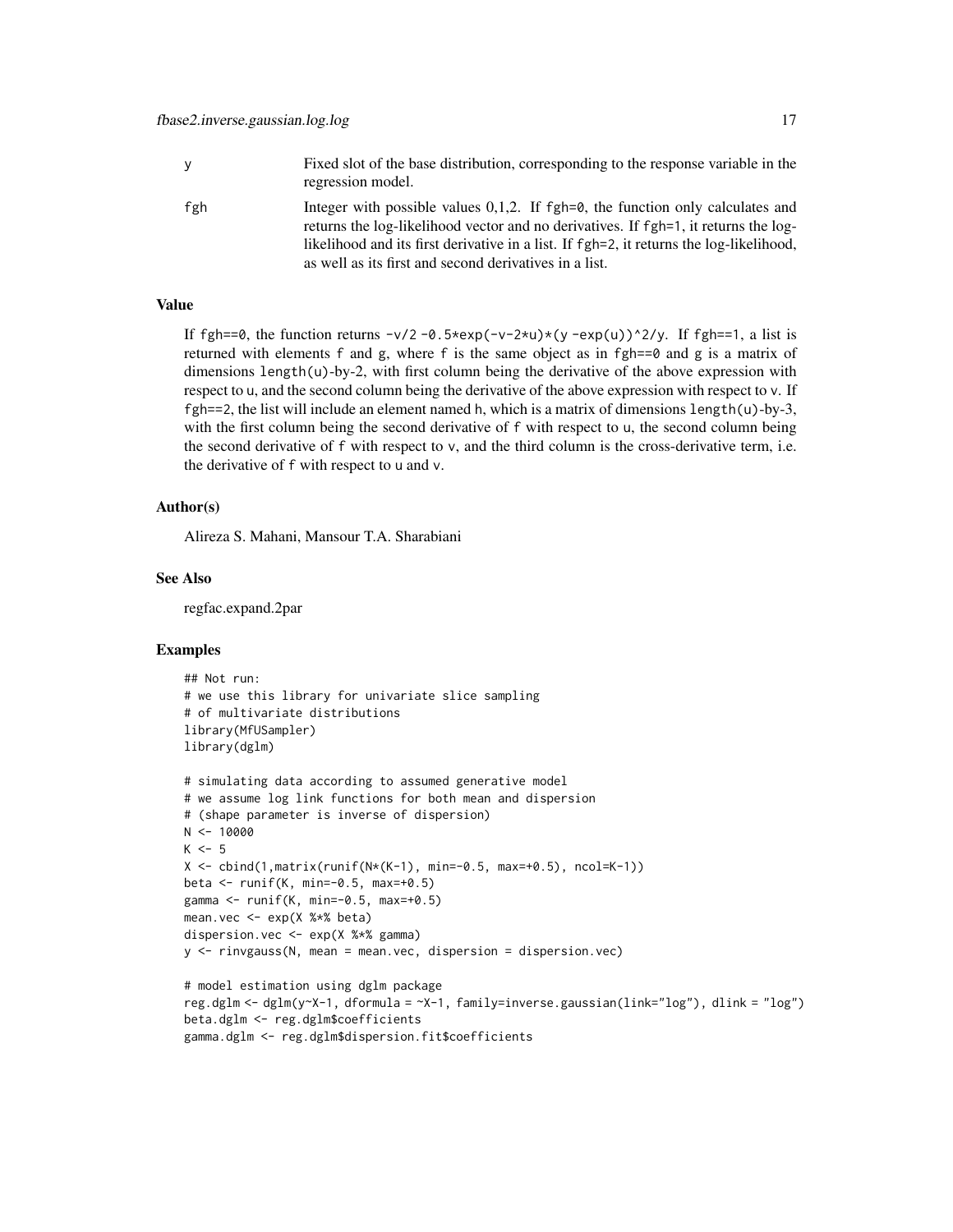| | |
|---|---|
| y | Fixed slot of the base distribution, corresponding to the response variable in the regression model. |
| fgh | Integer with possible values 0,1,2. If fgh=0, the function only calculates and returns the log-likelihood vector and no derivatives. If fgh=1, it returns the log-likelihood and its first derivative in a list. If fgh=2, it returns the log-likelihood, as well as its first and second derivatives in a list. |

## Value

If fgh==0, the function returns `-v/2 -0.5*exp(-v-2*u)*(y -exp(u))^2/y`. If fgh==1, a list is returned with elements f and g, where f is the same object as in fgh==0 and g is a matrix of dimensions length(u)-by-2, with first column being the derivative of the above expression with respect to u, and the second column being the derivative of the above expression with respect to v. If fgh==2, the list will include an element named h, which is a matrix of dimensions length(u)-by-3, with the first column being the second derivative of f with respect to u, the second column being the second derivative of f with respect to v, and the third column is the cross-derivative term, i.e. the derivative of f with respect to u and v.

## Author(s)

Alireza S. Mahani, Mansour T.A. Sharabiani

## See Also

regfac.expand.2par

## Examples

```
## Not run:
# we use this library for univariate slice sampling
# of multivariate distributions
library(MfUSampler)
library(dglm)

# simulating data according to assumed generative model
# we assume log link functions for both mean and dispersion
# (shape parameter is inverse of dispersion)
N <- 10000
K <- 5
X <- cbind(1,matrix(runif(N*(K-1), min=-0.5, max=+0.5), ncol=K-1))
beta <- runif(K, min=-0.5, max=+0.5)
gamma <- runif(K, min=-0.5, max=+0.5)
mean.vec <- exp(X %*% beta)
dispersion.vec <- exp(X %*% gamma)
y <- rinvgauss(N, mean = mean.vec, dispersion = dispersion.vec)

# model estimation using dglm package
reg.dglm <- dglm(y~X-1, dformula = ~X-1, family=inverse.gaussian(link="log"), dlink = "log")
beta.dglm <- reg.dglm$coefficients
gamma.dglm <- reg.dglm$dispersion.fit$coefficients
```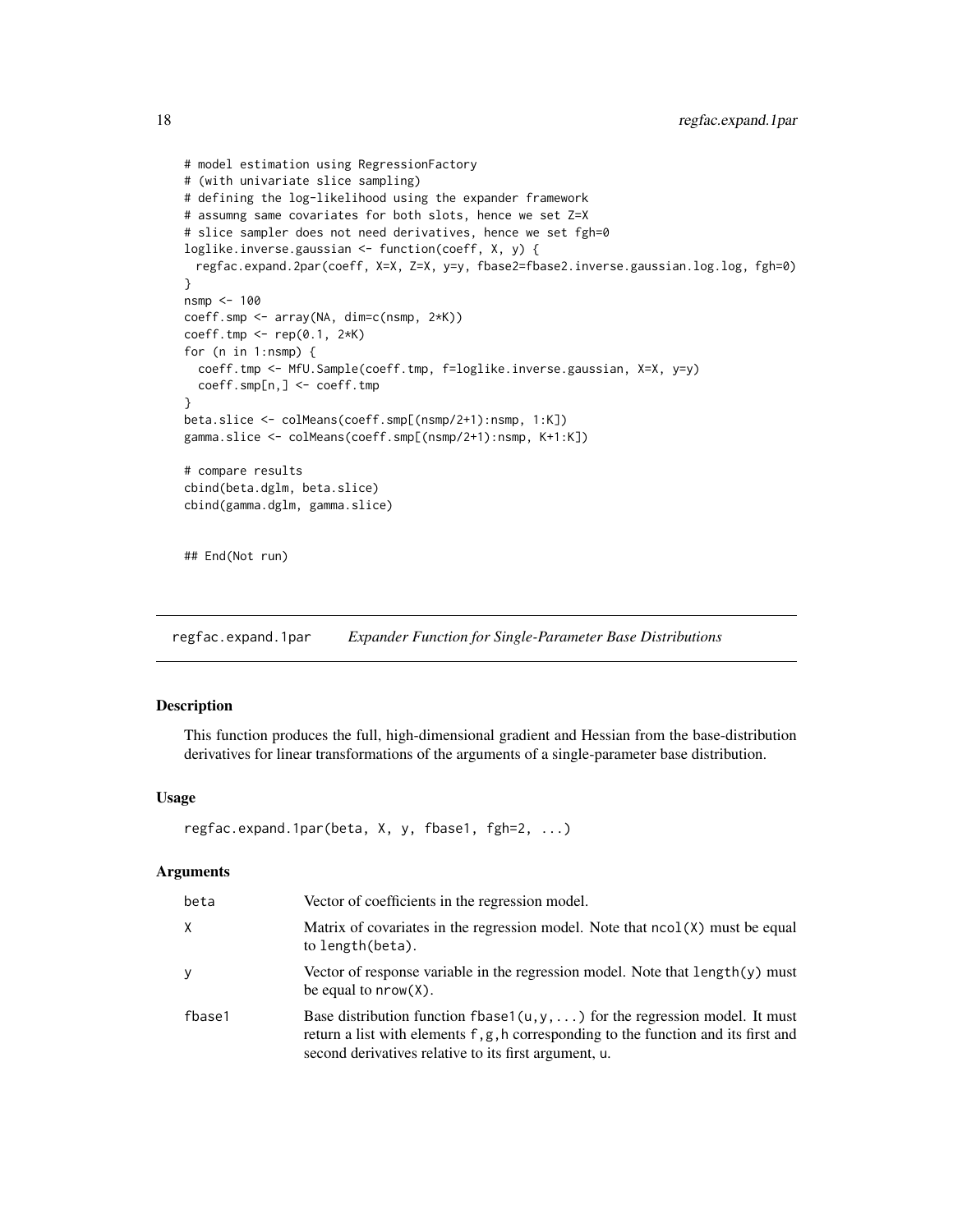```
# model estimation using RegressionFactory
# (with univariate slice sampling)
# defining the log-likelihood using the expander framework
# assumng same covariates for both slots, hence we set Z=X
# slice sampler does not need derivatives, hence we set fgh=0
loglike.inverse.gaussian <- function(coeff, X, y) {
  regfac.expand.2par(coeff, X=X, Z=X, y=y, fbase2=fbase2.inverse.gaussian.log.log, fgh=0)
}
nsmp <- 100
coeff.smp <- array(NA, dim=c(nsmp, 2*K))
coeff.tmp <- rep(0.1, 2*K)
for (n in 1:nsmp) {
  coeff.tmp <- MfU.Sample(coeff.tmp, f=loglike.inverse.gaussian, X=X, y=y)
  coeff.smp[n,] <- coeff.tmp
}
beta.slice <- colMeans(coeff.smp[(nsmp/2+1):nsmp, 1:K])
gamma.slice <- colMeans(coeff.smp[(nsmp/2+1):nsmp, K+1:K])

# compare results
cbind(beta.dglm, beta.slice)
cbind(gamma.dglm, gamma.slice)


## End(Not run)
```

## regfac.expand.1par — *Expander Function for Single-Parameter Base Distributions*

### Description

This function produces the full, high-dimensional gradient and Hessian from the base-distribution derivatives for linear transformations of the arguments of a single-parameter base distribution.

### Usage

```
regfac.expand.1par(beta, X, y, fbase1, fgh=2, ...)
```

### Arguments

| | |
|---|---|
| beta | Vector of coefficients in the regression model. |
| X | Matrix of covariates in the regression model. Note that ncol(X) must be equal to length(beta). |
| y | Vector of response variable in the regression model. Note that length(y) must be equal to nrow(X). |
| fbase1 | Base distribution function fbase1(u,y,...) for the regression model. It must return a list with elements f,g,h corresponding to the function and its first and second derivatives relative to its first argument, u. |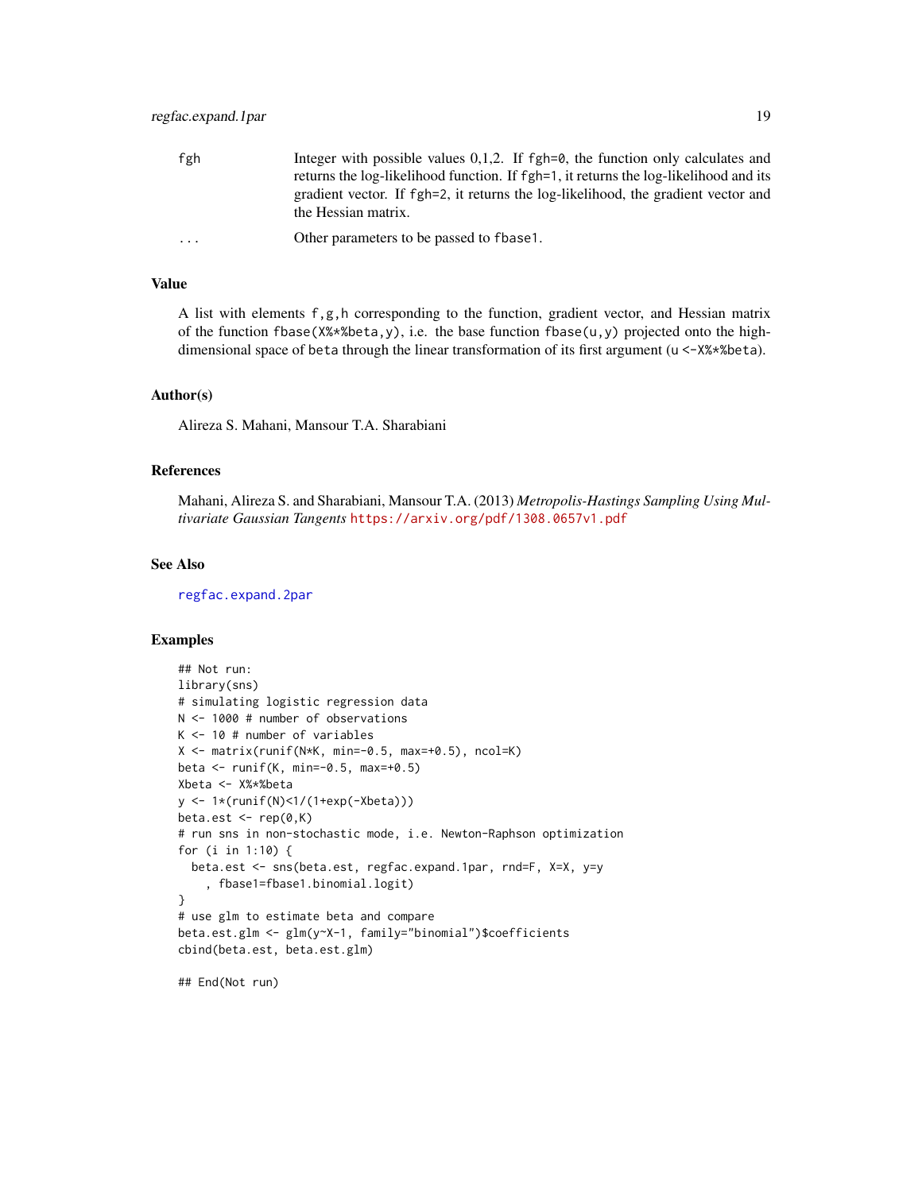| | |
|---|---|
| fgh | Integer with possible values 0,1,2. If fgh=0, the function only calculates and returns the log-likelihood function. If fgh=1, it returns the log-likelihood and its gradient vector. If fgh=2, it returns the log-likelihood, the gradient vector and the Hessian matrix. |
| ... | Other parameters to be passed to fbase1. |

## Value

A list with elements f,g,h corresponding to the function, gradient vector, and Hessian matrix of the function fbase(X%*%beta,y), i.e. the base function fbase(u,y) projected onto the high-dimensional space of beta through the linear transformation of its first argument (u <-X%*%beta).

## Author(s)

Alireza S. Mahani, Mansour T.A. Sharabiani

## References

Mahani, Alireza S. and Sharabiani, Mansour T.A. (2013) *Metropolis-Hastings Sampling Using Multivariate Gaussian Tangents* https://arxiv.org/pdf/1308.0657v1.pdf

## See Also

regfac.expand.2par

## Examples

```
## Not run:
library(sns)
# simulating logistic regression data
N <- 1000 # number of observations
K <- 10 # number of variables
X <- matrix(runif(N*K, min=-0.5, max=+0.5), ncol=K)
beta <- runif(K, min=-0.5, max=+0.5)
Xbeta <- X%*%beta
y <- 1*(runif(N)<1/(1+exp(-Xbeta)))
beta.est <- rep(0,K)
# run sns in non-stochastic mode, i.e. Newton-Raphson optimization
for (i in 1:10) {
  beta.est <- sns(beta.est, regfac.expand.1par, rnd=F, X=X, y=y
    , fbase1=fbase1.binomial.logit)
}
# use glm to estimate beta and compare
beta.est.glm <- glm(y~X-1, family="binomial")$coefficients
cbind(beta.est, beta.est.glm)

## End(Not run)
```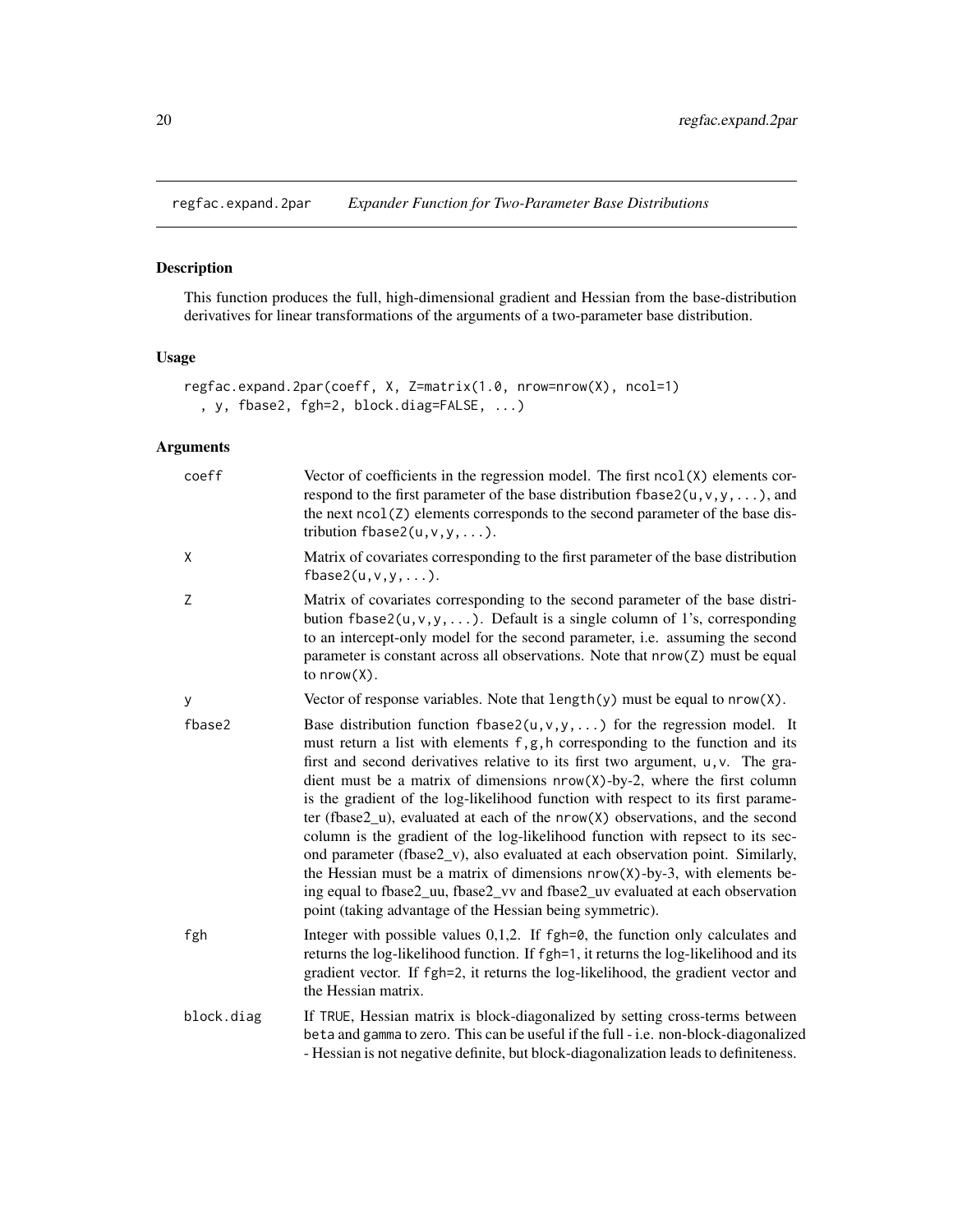## regfac.expand.2par — *Expander Function for Two-Parameter Base Distributions*

### Description

This function produces the full, high-dimensional gradient and Hessian from the base-distribution derivatives for linear transformations of the arguments of a two-parameter base distribution.

### Usage

```
regfac.expand.2par(coeff, X, Z=matrix(1.0, nrow=nrow(X), ncol=1)
  , y, fbase2, fgh=2, block.diag=FALSE, ...)
```

### Arguments

| | |
|---|---|
| `coeff` | Vector of coefficients in the regression model. The first `ncol(X)` elements correspond to the first parameter of the base distribution `fbase2(u,v,y,...)`, and the next `ncol(Z)` elements corresponds to the second parameter of the base distribution `fbase2(u,v,y,...)`. |
| `X` | Matrix of covariates corresponding to the first parameter of the base distribution `fbase2(u,v,y,...)`. |
| `Z` | Matrix of covariates corresponding to the second parameter of the base distribution `fbase2(u,v,y,...)`. Default is a single column of 1's, corresponding to an intercept-only model for the second parameter, i.e. assuming the second parameter is constant across all observations. Note that `nrow(Z)` must be equal to `nrow(X)`. |
| `y` | Vector of response variables. Note that `length(y)` must be equal to `nrow(X)`. |
| `fbase2` | Base distribution function `fbase2(u,v,y,...)` for the regression model. It must return a list with elements `f,g,h` corresponding to the function and its first and second derivatives relative to its first two argument, `u,v`. The gradient must be a matrix of dimensions `nrow(X)`-by-2, where the first column is the gradient of the log-likelihood function with respect to its first parameter (fbase2_u), evaluated at each of the `nrow(X)` observations, and the second column is the gradient of the log-likelihood function with repsect to its second parameter (fbase2_v), also evaluated at each observation point. Similarly, the Hessian must be a matrix of dimensions `nrow(X)`-by-3, with elements being equal to fbase2_uu, fbase2_vv and fbase2_uv evaluated at each observation point (taking advantage of the Hessian being symmetric). |
| `fgh` | Integer with possible values 0,1,2. If `fgh=0`, the function only calculates and returns the log-likelihood function. If `fgh=1`, it returns the log-likelihood and its gradient vector. If `fgh=2`, it returns the log-likelihood, the gradient vector and the Hessian matrix. |
| `block.diag` | If `TRUE`, Hessian matrix is block-diagonalized by setting cross-terms between `beta` and `gamma` to zero. This can be useful if the full - i.e. non-block-diagonalized - Hessian is not negative definite, but block-diagonalization leads to definiteness. |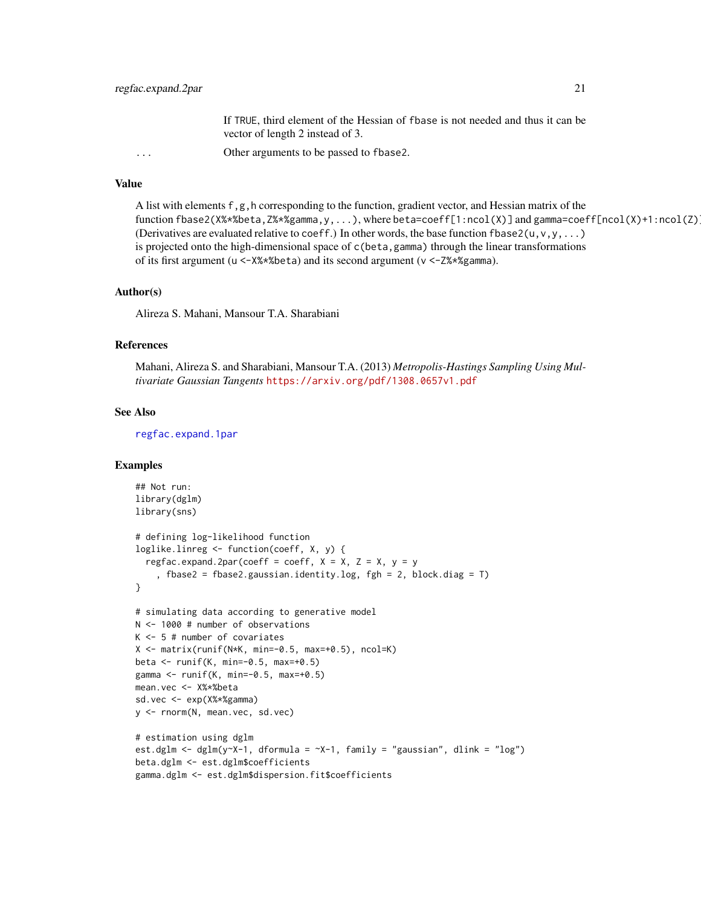If TRUE, third element of the Hessian of fbase is not needed and thus it can be vector of length 2 instead of 3.

... Other arguments to be passed to fbase2.

## Value

A list with elements f,g,h corresponding to the function, gradient vector, and Hessian matrix of the function fbase2(X%*%beta,Z%*%gamma,y,...), where beta=coeff[1:ncol(X)] and gamma=coeff[ncol(X)+1:ncol(Z)]. (Derivatives are evaluated relative to coeff.) In other words, the base function fbase2(u,v,y,...) is projected onto the high-dimensional space of c(beta,gamma) through the linear transformations of its first argument (u <-X%*%beta) and its second argument (v <-Z%*%gamma).

## Author(s)

Alireza S. Mahani, Mansour T.A. Sharabiani

## References

Mahani, Alireza S. and Sharabiani, Mansour T.A. (2013) *Metropolis-Hastings Sampling Using Multivariate Gaussian Tangents* https://arxiv.org/pdf/1308.0657v1.pdf

## See Also

regfac.expand.1par

## Examples

```
## Not run:
library(dglm)
library(sns)

# defining log-likelihood function
loglike.linreg <- function(coeff, X, y) {
  regfac.expand.2par(coeff = coeff, X = X, Z = X, y = y
    , fbase2 = fbase2.gaussian.identity.log, fgh = 2, block.diag = T)
}

# simulating data according to generative model
N <- 1000 # number of observations
K <- 5 # number of covariates
X <- matrix(runif(N*K, min=-0.5, max=+0.5), ncol=K)
beta <- runif(K, min=-0.5, max=+0.5)
gamma <- runif(K, min=-0.5, max=+0.5)
mean.vec <- X%*%beta
sd.vec <- exp(X%*%gamma)
y <- rnorm(N, mean.vec, sd.vec)

# estimation using dglm
est.dglm <- dglm(y~X-1, dformula = ~X-1, family = "gaussian", dlink = "log")
beta.dglm <- est.dglm$coefficients
gamma.dglm <- est.dglm$dispersion.fit$coefficients
```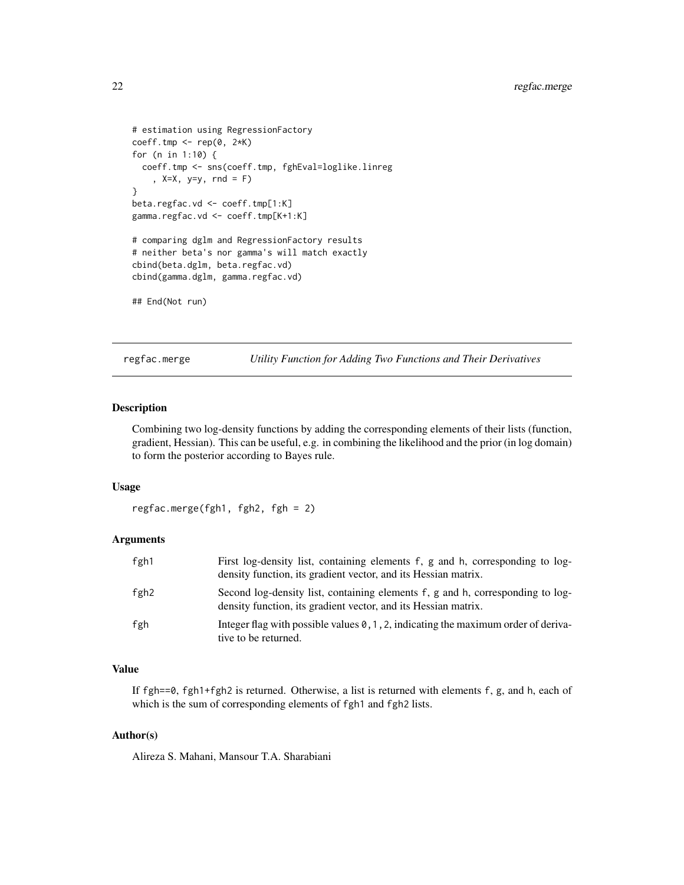```
# estimation using RegressionFactory
coeff.tmp <- rep(0, 2*K)
for (n in 1:10) {
  coeff.tmp <- sns(coeff.tmp, fghEval=loglike.linreg
    , X=X, y=y, rnd = F)
}
beta.regfac.vd <- coeff.tmp[1:K]
gamma.regfac.vd <- coeff.tmp[K+1:K]

# comparing dglm and RegressionFactory results
# neither beta's nor gamma's will match exactly
cbind(beta.dglm, beta.regfac.vd)
cbind(gamma.dglm, gamma.regfac.vd)

## End(Not run)
```

---

## regfac.merge — *Utility Function for Adding Two Functions and Their Derivatives*

### Description

Combining two log-density functions by adding the corresponding elements of their lists (function, gradient, Hessian). This can be useful, e.g. in combining the likelihood and the prior (in log domain) to form the posterior according to Bayes rule.

### Usage

```
regfac.merge(fgh1, fgh2, fgh = 2)
```

### Arguments

| | |
|---|---|
| `fgh1` | First log-density list, containing elements `f`, `g` and `h`, corresponding to log-density function, its gradient vector, and its Hessian matrix. |
| `fgh2` | Second log-density list, containing elements `f`, `g` and `h`, corresponding to log-density function, its gradient vector, and its Hessian matrix. |
| `fgh` | Integer flag with possible values `0,1,2`, indicating the maximum order of derivative to be returned. |

### Value

If `fgh==0`, `fgh1+fgh2` is returned. Otherwise, a list is returned with elements `f`, `g`, and `h`, each of which is the sum of corresponding elements of `fgh1` and `fgh2` lists.

### Author(s)

Alireza S. Mahani, Mansour T.A. Sharabiani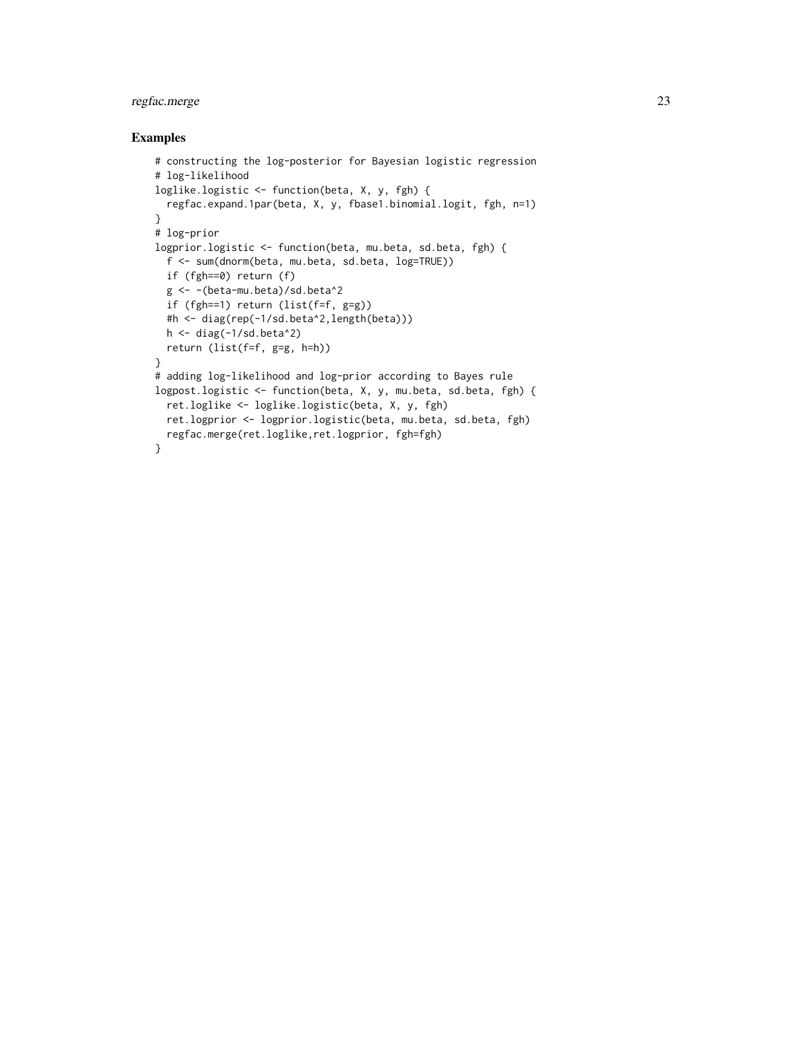## Examples

```
# constructing the log-posterior for Bayesian logistic regression
# log-likelihood
loglike.logistic <- function(beta, X, y, fgh) {
  regfac.expand.1par(beta, X, y, fbase1.binomial.logit, fgh, n=1)
}
# log-prior
logprior.logistic <- function(beta, mu.beta, sd.beta, fgh) {
  f <- sum(dnorm(beta, mu.beta, sd.beta, log=TRUE))
  if (fgh==0) return (f)
  g <- -(beta-mu.beta)/sd.beta^2
  if (fgh==1) return (list(f=f, g=g))
  #h <- diag(rep(-1/sd.beta^2,length(beta)))
  h <- diag(-1/sd.beta^2)
  return (list(f=f, g=g, h=h))
}
# adding log-likelihood and log-prior according to Bayes rule
logpost.logistic <- function(beta, X, y, mu.beta, sd.beta, fgh) {
  ret.loglike <- loglike.logistic(beta, X, y, fgh)
  ret.logprior <- logprior.logistic(beta, mu.beta, sd.beta, fgh)
  regfac.merge(ret.loglike,ret.logprior, fgh=fgh)
}
```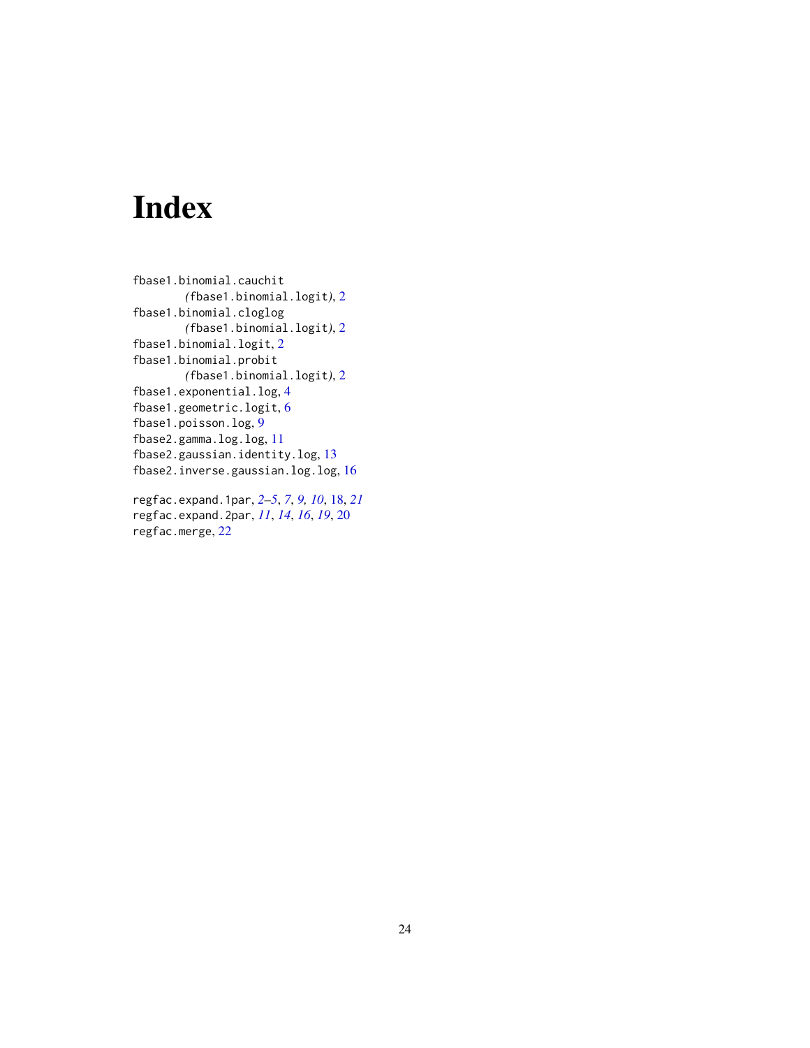# Index

fbase1.binomial.cauchit
    (fbase1.binomial.logit), 2
fbase1.binomial.cloglog
    (fbase1.binomial.logit), 2
fbase1.binomial.logit, 2
fbase1.binomial.probit
    (fbase1.binomial.logit), 2
fbase1.exponential.log, 4
fbase1.geometric.logit, 6
fbase1.poisson.log, 9
fbase2.gamma.log.log, 11
fbase2.gaussian.identity.log, 13
fbase2.inverse.gaussian.log.log, 16

regfac.expand.1par, *2–5*, *7*, *9, 10*, 18, *21*
regfac.expand.2par, *11*, *14*, *16*, *19*, 20
regfac.merge, 22